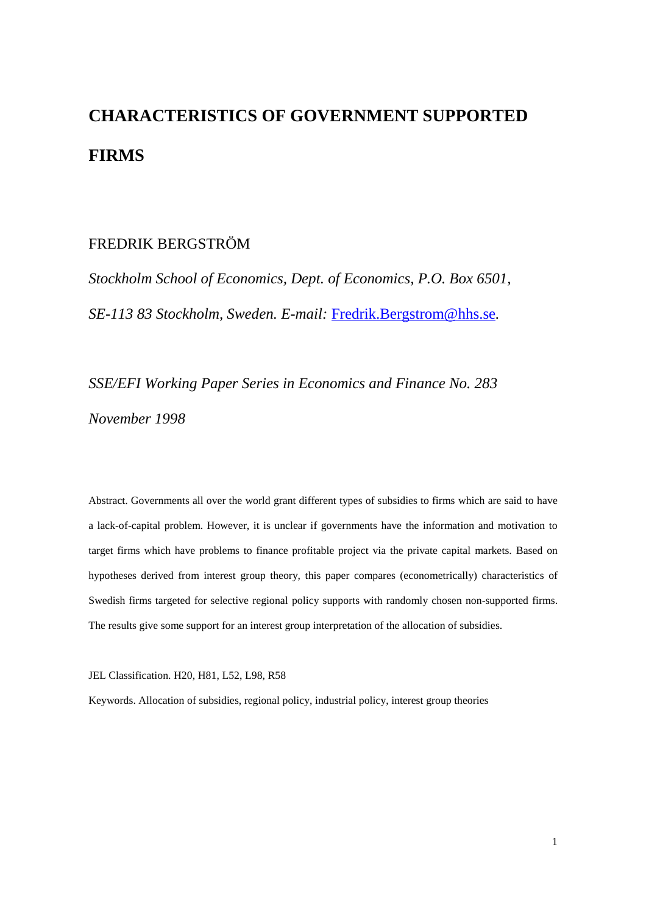# CHARACTERISTICS OF GOVERNMENT SUPPORTED FIRMS

FREDRIK BERGSTRÖM

*Stockholm School of Economics, Dept. of Economics, P.O. Box 6501, SE-113 83 Stockholm, Sweden. E-mail:* Fredrik.Bergstrom@hhs.se.

*SSE/EFI Working Paper Series in Economics and Finance No. 283*

*November 1998*

Abstract. Governments all over the world grant different types of subsidies to firms which are said to have a lack-of-capital problem. However, it is unclear if governments have the information and motivation to target firms which have problems to finance profitable project via the private capital markets. Based on hypotheses derived from interest group theory, this paper compares (econometrically) characteristics of Swedish firms targeted for selective regional policy supports with randomly chosen non-supported firms. The results give some support for an interest group interpretation of the allocation of subsidies.

JEL Classification. H20, H81, L52, L98, R58

Keywords. Allocation of subsidies, regional policy, industrial policy, interest group theories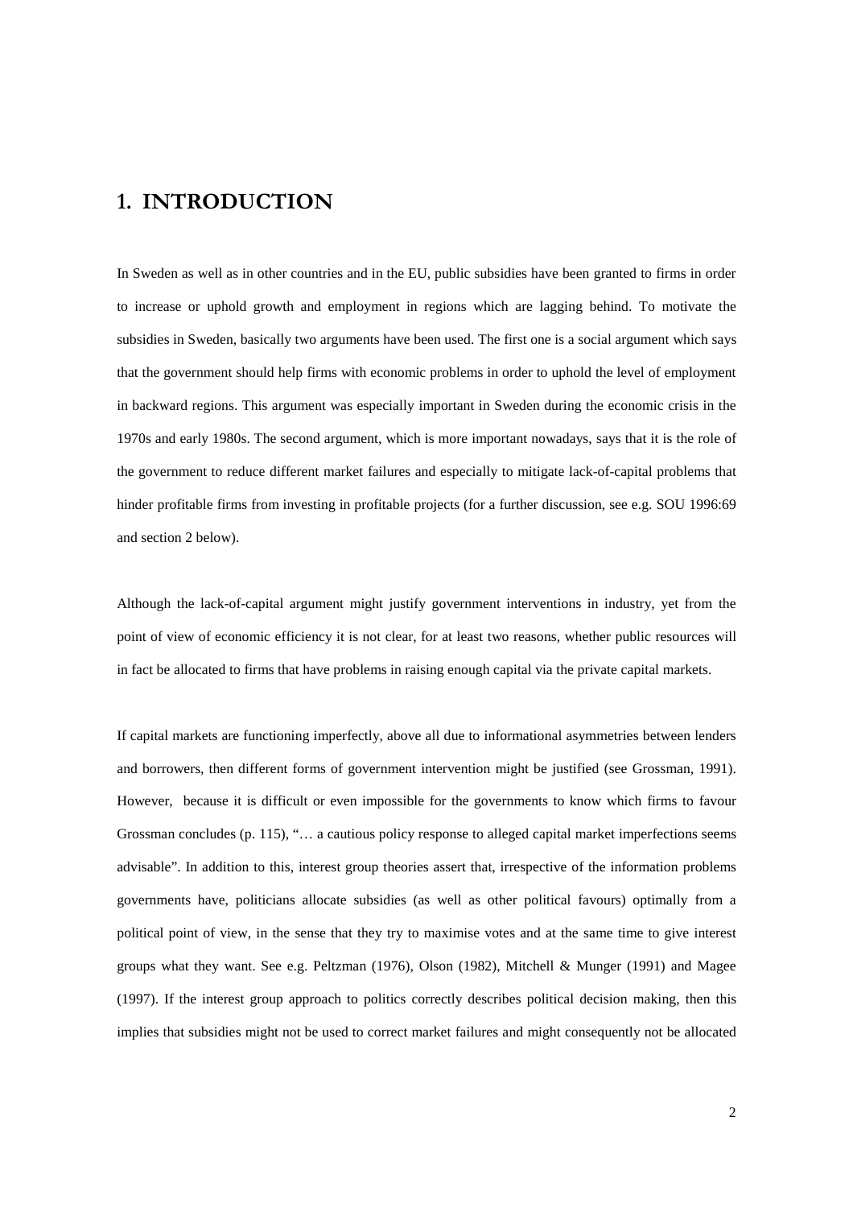# 1. INTRODUCTION

In Sweden as well as in other countries and in the EU, public subsidies have been granted to firms in order to increase or uphold growth and employment in regions which are lagging behind. To motivate the subsidies in Sweden, basically two arguments have been used. The first one is a social argument which says that the government should help firms with economic problems in order to uphold the level of employment in backward regions. This argument was especially important in Sweden during the economic crisis in the 1970s and early 1980s. The second argument, which is more important nowadays, says that it is the role of the government to reduce different market failures and especially to mitigate lack-of-capital problems that hinder profitable firms from investing in profitable projects (for a further discussion, see e.g. SOU 1996:69 and section 2 below).

Although the lack-of-capital argument might justify government interventions in industry, yet from the point of view of economic efficiency it is not clear, for at least two reasons, whether public resources will in fact be allocated to firms that have problems in raising enough capital via the private capital markets.

If capital markets are functioning imperfectly, above all due to informational asymmetries between lenders and borrowers, then different forms of government intervention might be justified (see Grossman, 1991). However, because it is difficult or even impossible for the governments to know which firms to favour Grossman concludes (p. 115), "… a cautious policy response to alleged capital market imperfections seems advisable". In addition to this, interest group theories assert that, irrespective of the information problems governments have, politicians allocate subsidies (as well as other political favours) optimally from a political point of view, in the sense that they try to maximise votes and at the same time to give interest groups what they want. See e.g. Peltzman (1976), Olson (1982), Mitchell & Munger (1991) and Magee (1997). If the interest group approach to politics correctly describes political decision making, then this implies that subsidies might not be used to correct market failures and might consequently not be allocated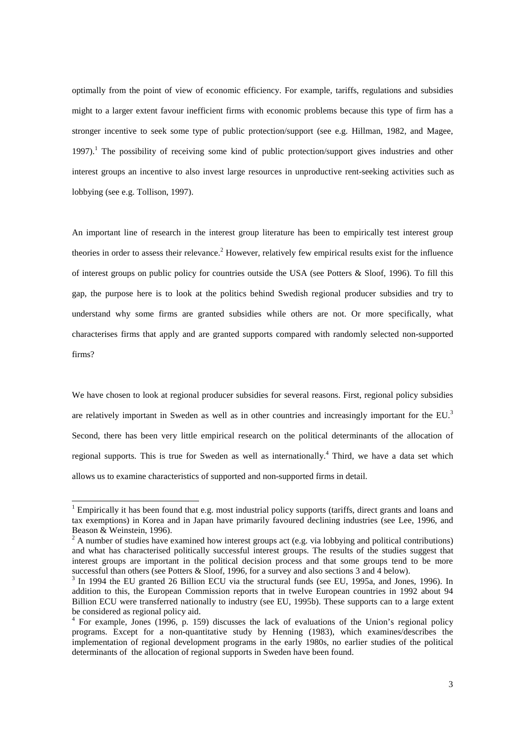optimally from the point of view of economic efficiency. For example, tariffs, regulations and subsidies might to a larger extent favour inefficient firms with economic problems because this type of firm has a stronger incentive to seek some type of public protection/support (see e.g. Hillman, 1982, and Magee, 1997).[1] The possibility of receiving some kind of public protection/support gives industries and other interest groups an incentive to also invest large resources in unproductive rent-seeking activities such as lobbying (see e.g. Tollison, 1997).

An important line of research in the interest group literature has been to empirically test interest group theories in order to assess their relevance.[2] However, relatively few empirical results exist for the influence of interest groups on public policy for countries outside the USA (see Potters & Sloof, 1996). To fill this gap, the purpose here is to look at the politics behind Swedish regional producer subsidies and try to understand why some firms are granted subsidies while others are not. Or more specifically, what characterises firms that apply and are granted supports compared with randomly selected non-supported firms?

We have chosen to look at regional producer subsidies for several reasons. First, regional policy subsidies are relatively important in Sweden as well as in other countries and increasingly important for the EU.[3] Second, there has been very little empirical research on the political determinants of the allocation of regional supports. This is true for Sweden as well as internationally.[4] Third, we have a data set which allows us to examine characteristics of supported and non-supported firms in detail.

[1] Empirically it has been found that e.g. most industrial policy supports (tariffs, direct grants and loans and tax exemptions) in Korea and in Japan have primarily favoured declining industries (see Lee, 1996, and Beason & Weinstein, 1996).

[2] A number of studies have examined how interest groups act (e.g. via lobbying and political contributions) and what has characterised politically successful interest groups. The results of the studies suggest that interest groups are important in the political decision process and that some groups tend to be more successful than others (see Potters & Sloof, 1996, for a survey and also sections 3 and 4 below).

[3] In 1994 the EU granted 26 Billion ECU via the structural funds (see EU, 1995a, and Jones, 1996). In addition to this, the European Commission reports that in twelve European countries in 1992 about 94 Billion ECU were transferred nationally to industry (see EU, 1995b). These supports can to a large extent be considered as regional policy aid.

[4] For example, Jones (1996, p. 159) discusses the lack of evaluations of the Union's regional policy programs. Except for a non-quantitative study by Henning (1983), which examines/describes the implementation of regional development programs in the early 1980s, no earlier studies of the political determinants of the allocation of regional supports in Sweden have been found.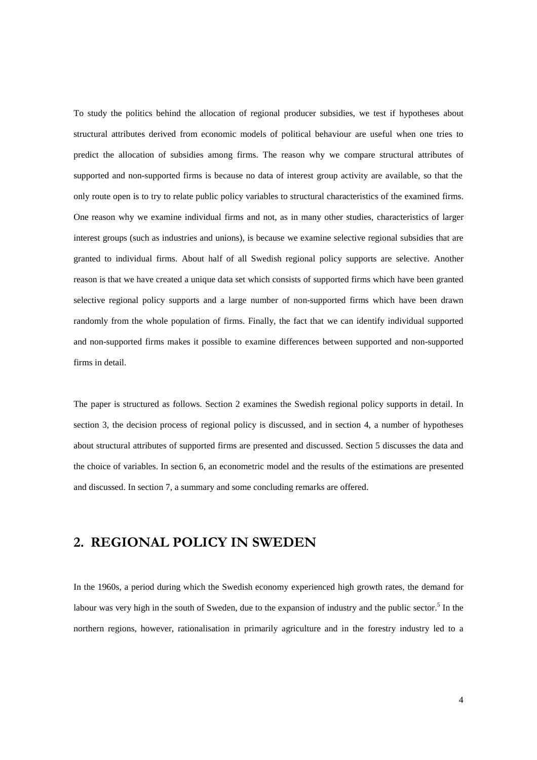To study the politics behind the allocation of regional producer subsidies, we test if hypotheses about structural attributes derived from economic models of political behaviour are useful when one tries to predict the allocation of subsidies among firms. The reason why we compare structural attributes of supported and non-supported firms is because no data of interest group activity are available, so that the only route open is to try to relate public policy variables to structural characteristics of the examined firms. One reason why we examine individual firms and not, as in many other studies, characteristics of larger interest groups (such as industries and unions), is because we examine selective regional subsidies that are granted to individual firms. About half of all Swedish regional policy supports are selective. Another reason is that we have created a unique data set which consists of supported firms which have been granted selective regional policy supports and a large number of non-supported firms which have been drawn randomly from the whole population of firms. Finally, the fact that we can identify individual supported and non-supported firms makes it possible to examine differences between supported and non-supported firms in detail.

The paper is structured as follows. Section 2 examines the Swedish regional policy supports in detail. In section 3, the decision process of regional policy is discussed, and in section 4, a number of hypotheses about structural attributes of supported firms are presented and discussed. Section 5 discusses the data and the choice of variables. In section 6, an econometric model and the results of the estimations are presented and discussed. In section 7, a summary and some concluding remarks are offered.

## 2. REGIONAL POLICY IN SWEDEN

In the 1960s, a period during which the Swedish economy experienced high growth rates, the demand for labour was very high in the south of Sweden, due to the expansion of industry and the public sector.[5] In the northern regions, however, rationalisation in primarily agriculture and in the forestry industry led to a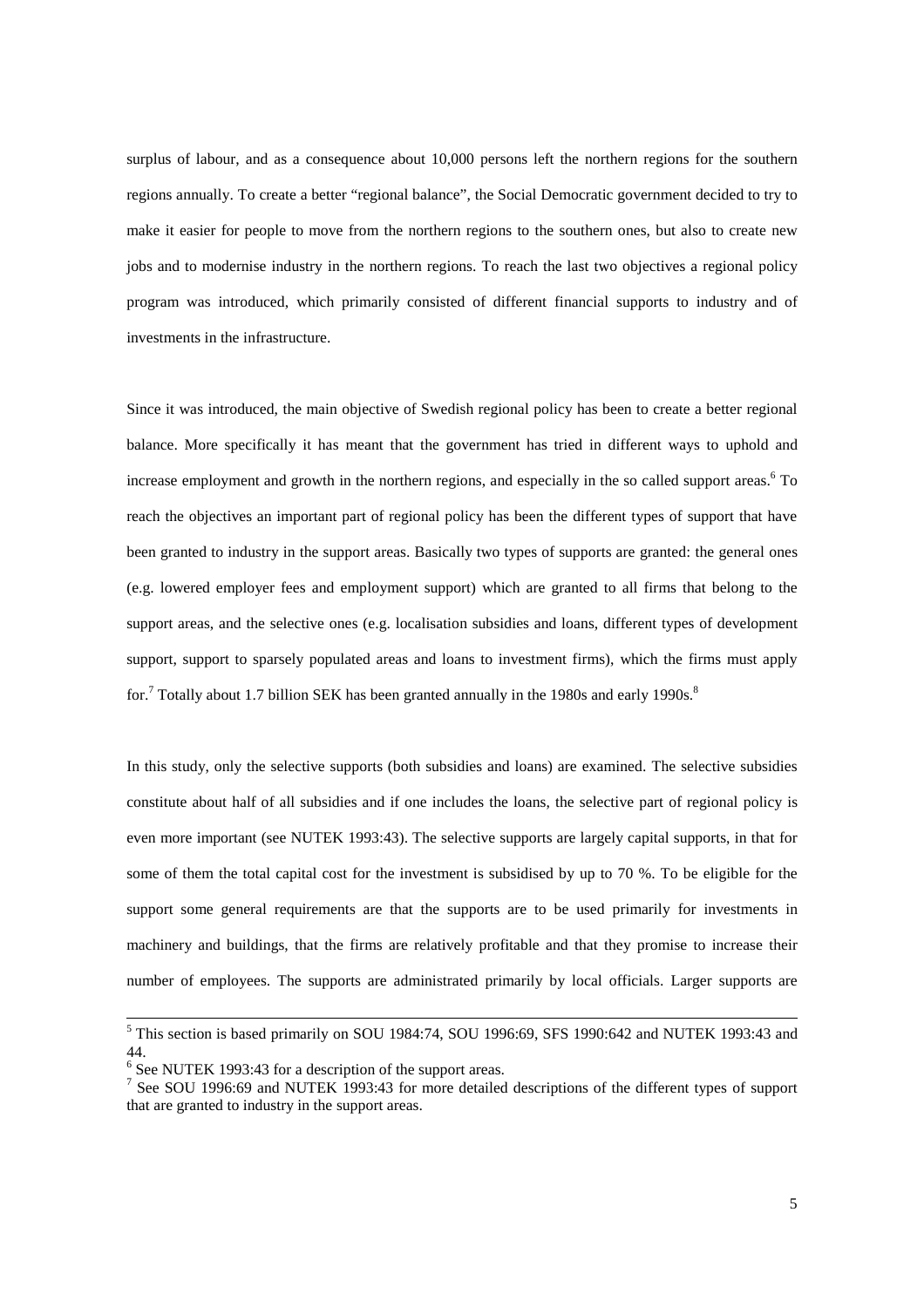surplus of labour, and as a consequence about 10,000 persons left the northern regions for the southern regions annually. To create a better "regional balance", the Social Democratic government decided to try to make it easier for people to move from the northern regions to the southern ones, but also to create new jobs and to modernise industry in the northern regions. To reach the last two objectives a regional policy program was introduced, which primarily consisted of different financial supports to industry and of investments in the infrastructure.

Since it was introduced, the main objective of Swedish regional policy has been to create a better regional balance. More specifically it has meant that the government has tried in different ways to uphold and increase employment and growth in the northern regions, and especially in the so called support areas.[6] To reach the objectives an important part of regional policy has been the different types of support that have been granted to industry in the support areas. Basically two types of supports are granted: the general ones (e.g. lowered employer fees and employment support) which are granted to all firms that belong to the support areas, and the selective ones (e.g. localisation subsidies and loans, different types of development support, support to sparsely populated areas and loans to investment firms), which the firms must apply for.[7] Totally about 1.7 billion SEK has been granted annually in the 1980s and early 1990s.[8]

In this study, only the selective supports (both subsidies and loans) are examined. The selective subsidies constitute about half of all subsidies and if one includes the loans, the selective part of regional policy is even more important (see NUTEK 1993:43). The selective supports are largely capital supports, in that for some of them the total capital cost for the investment is subsidised by up to 70 %. To be eligible for the support some general requirements are that the supports are to be used primarily for investments in machinery and buildings, that the firms are relatively profitable and that they promise to increase their number of employees. The supports are administrated primarily by local officials. Larger supports are

---

[5] This section is based primarily on SOU 1984:74, SOU 1996:69, SFS 1990:642 and NUTEK 1993:43 and 44.

[6] See NUTEK 1993:43 for a description of the support areas.

[7] See SOU 1996:69 and NUTEK 1993:43 for more detailed descriptions of the different types of support that are granted to industry in the support areas.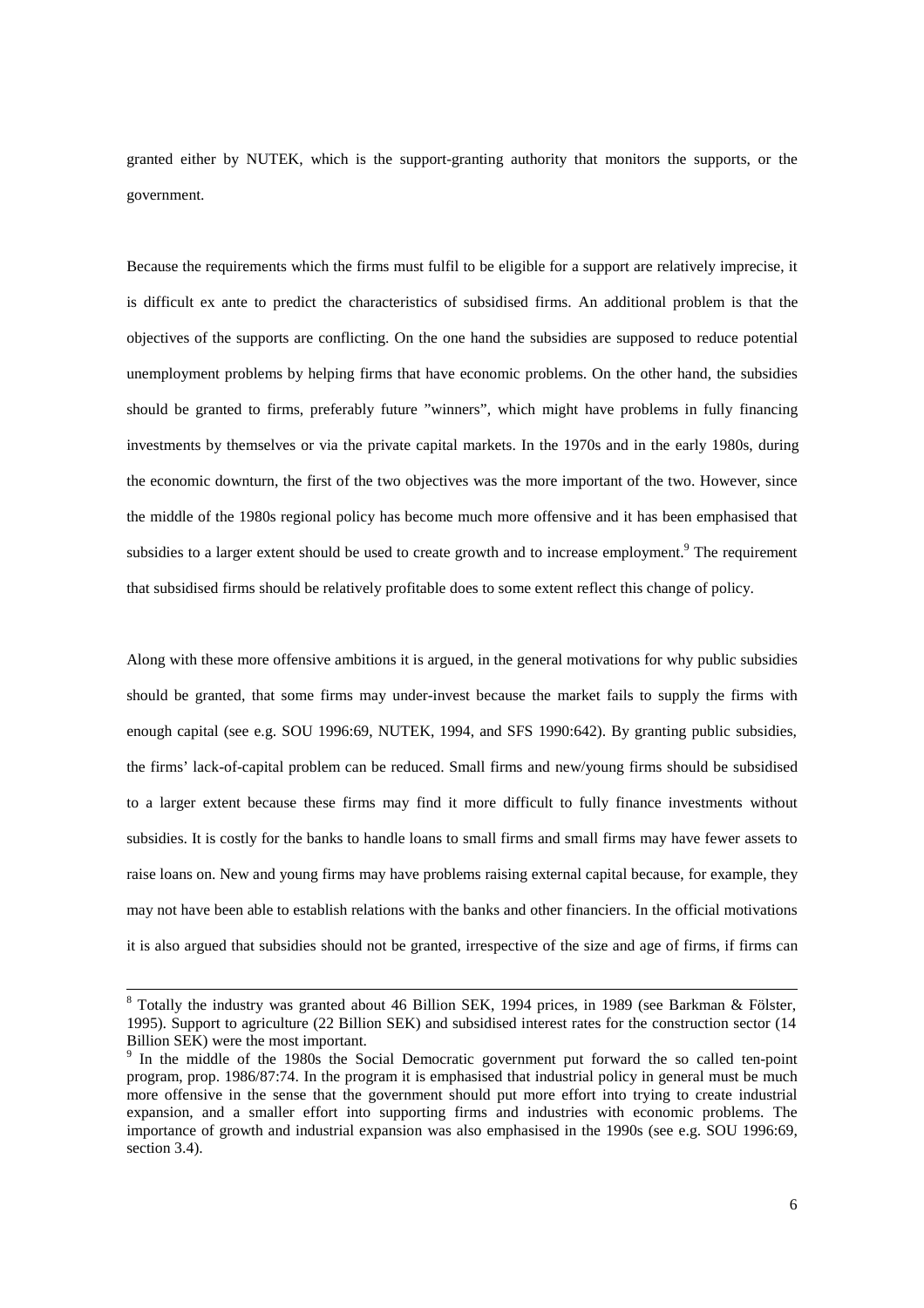granted either by NUTEK, which is the support-granting authority that monitors the supports, or the government.

Because the requirements which the firms must fulfil to be eligible for a support are relatively imprecise, it is difficult ex ante to predict the characteristics of subsidised firms. An additional problem is that the objectives of the supports are conflicting. On the one hand the subsidies are supposed to reduce potential unemployment problems by helping firms that have economic problems. On the other hand, the subsidies should be granted to firms, preferably future "winners", which might have problems in fully financing investments by themselves or via the private capital markets. In the 1970s and in the early 1980s, during the economic downturn, the first of the two objectives was the more important of the two. However, since the middle of the 1980s regional policy has become much more offensive and it has been emphasised that subsidies to a larger extent should be used to create growth and to increase employment.[9] The requirement that subsidised firms should be relatively profitable does to some extent reflect this change of policy.

Along with these more offensive ambitions it is argued, in the general motivations for why public subsidies should be granted, that some firms may under-invest because the market fails to supply the firms with enough capital (see e.g. SOU 1996:69, NUTEK, 1994, and SFS 1990:642). By granting public subsidies, the firms' lack-of-capital problem can be reduced. Small firms and new/young firms should be subsidised to a larger extent because these firms may find it more difficult to fully finance investments without subsidies. It is costly for the banks to handle loans to small firms and small firms may have fewer assets to raise loans on. New and young firms may have problems raising external capital because, for example, they may not have been able to establish relations with the banks and other financiers. In the official motivations it is also argued that subsidies should not be granted, irrespective of the size and age of firms, if firms can

---

[8] Totally the industry was granted about 46 Billion SEK, 1994 prices, in 1989 (see Barkman & Fölster, 1995). Support to agriculture (22 Billion SEK) and subsidised interest rates for the construction sector (14 Billion SEK) were the most important.

[9] In the middle of the 1980s the Social Democratic government put forward the so called ten-point program, prop. 1986/87:74. In the program it is emphasised that industrial policy in general must be much more offensive in the sense that the government should put more effort into trying to create industrial expansion, and a smaller effort into supporting firms and industries with economic problems. The importance of growth and industrial expansion was also emphasised in the 1990s (see e.g. SOU 1996:69, section 3.4).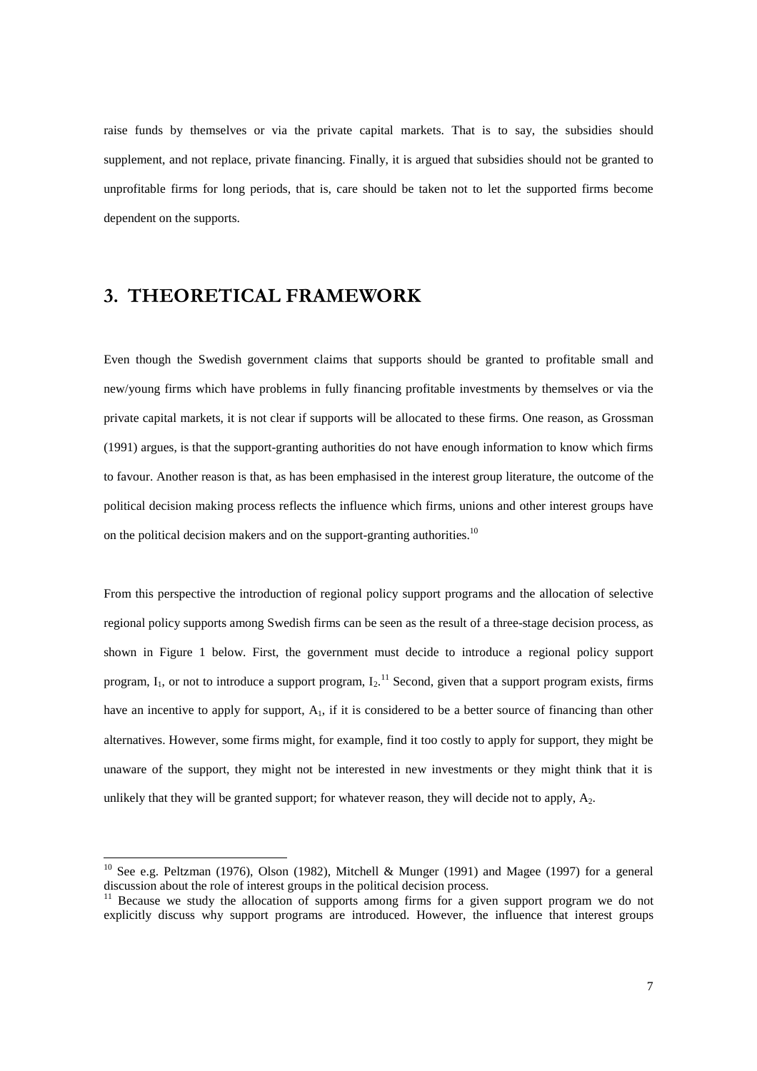raise funds by themselves or via the private capital markets. That is to say, the subsidies should supplement, and not replace, private financing. Finally, it is argued that subsidies should not be granted to unprofitable firms for long periods, that is, care should be taken not to let the supported firms become dependent on the supports.

## 3. THEORETICAL FRAMEWORK

Even though the Swedish government claims that supports should be granted to profitable small and new/young firms which have problems in fully financing profitable investments by themselves or via the private capital markets, it is not clear if supports will be allocated to these firms. One reason, as Grossman (1991) argues, is that the support-granting authorities do not have enough information to know which firms to favour. Another reason is that, as has been emphasised in the interest group literature, the outcome of the political decision making process reflects the influence which firms, unions and other interest groups have on the political decision makers and on the support-granting authorities.[10]

From this perspective the introduction of regional policy support programs and the allocation of selective regional policy supports among Swedish firms can be seen as the result of a three-stage decision process, as shown in Figure 1 below. First, the government must decide to introduce a regional policy support program, $I_1$, or not to introduce a support program, $I_2$.[11] Second, given that a support program exists, firms have an incentive to apply for support, $A_1$, if it is considered to be a better source of financing than other alternatives. However, some firms might, for example, find it too costly to apply for support, they might be unaware of the support, they might not be interested in new investments or they might think that it is unlikely that they will be granted support; for whatever reason, they will decide not to apply, $A_2$.

[10] See e.g. Peltzman (1976), Olson (1982), Mitchell & Munger (1991) and Magee (1997) for a general discussion about the role of interest groups in the political decision process.

[11] Because we study the allocation of supports among firms for a given support program we do not explicitly discuss why support programs are introduced. However, the influence that interest groups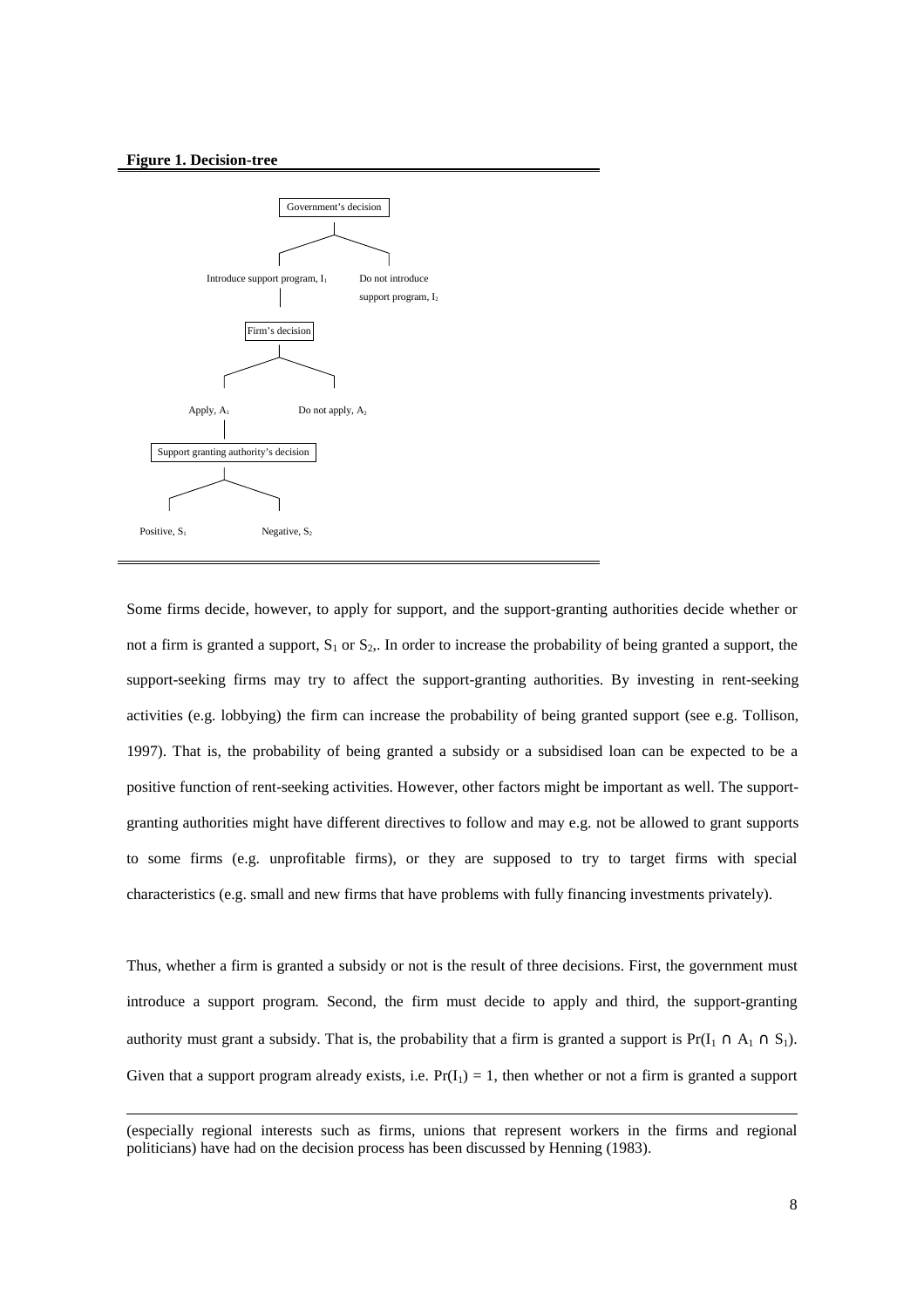**Figure 1. Decision-tree**

Government's decision

Introduce support program, $I_1$ — Do not introduce support program, $I_2$

Firm's decision

Apply, $A_1$ — Do not apply, $A_2$

Support granting authority's decision

Positive, $S_1$ — Negative, $S_2$

Some firms decide, however, to apply for support, and the support-granting authorities decide whether or not a firm is granted a support, $S_1$ or $S_2$,. In order to increase the probability of being granted a support, the support-seeking firms may try to affect the support-granting authorities. By investing in rent-seeking activities (e.g. lobbying) the firm can increase the probability of being granted support (see e.g. Tollison, 1997). That is, the probability of being granted a subsidy or a subsidised loan can be expected to be a positive function of rent-seeking activities. However, other factors might be important as well. The support-granting authorities might have different directives to follow and may e.g. not be allowed to grant supports to some firms (e.g. unprofitable firms), or they are supposed to try to target firms with special characteristics (e.g. small and new firms that have problems with fully financing investments privately).

Thus, whether a firm is granted a subsidy or not is the result of three decisions. First, the government must introduce a support program. Second, the firm must decide to apply and third, the support-granting authority must grant a subsidy. That is, the probability that a firm is granted a support is $\Pr(I_1 \cap A_1 \cap S_1)$. Given that a support program already exists, i.e. $\Pr(I_1) = 1$, then whether or not a firm is granted a support

(especially regional interests such as firms, unions that represent workers in the firms and regional politicians) have had on the decision process has been discussed by Henning (1983).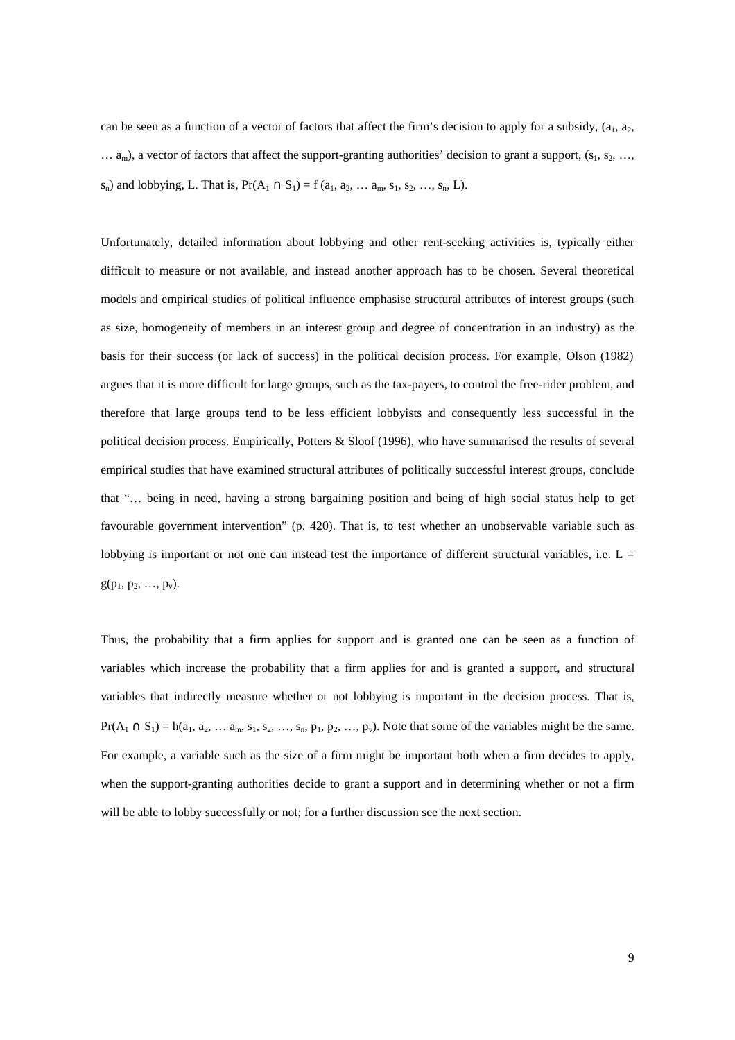can be seen as a function of a vector of factors that affect the firm's decision to apply for a subsidy, ($a_1$, $a_2$, … $a_m$), a vector of factors that affect the support-granting authorities' decision to grant a support, ($s_1$, $s_2$, …, $s_n$) and lobbying, L. That is, $Pr(A_1 \cap S_1) = f(a_1, a_2, \ldots a_m, s_1, s_2, \ldots, s_n, L)$.

Unfortunately, detailed information about lobbying and other rent-seeking activities is, typically either difficult to measure or not available, and instead another approach has to be chosen. Several theoretical models and empirical studies of political influence emphasise structural attributes of interest groups (such as size, homogeneity of members in an interest group and degree of concentration in an industry) as the basis for their success (or lack of success) in the political decision process. For example, Olson (1982) argues that it is more difficult for large groups, such as the tax-payers, to control the free-rider problem, and therefore that large groups tend to be less efficient lobbyists and consequently less successful in the political decision process. Empirically, Potters & Sloof (1996), who have summarised the results of several empirical studies that have examined structural attributes of politically successful interest groups, conclude that "… being in need, having a strong bargaining position and being of high social status help to get favourable government intervention" (p. 420). That is, to test whether an unobservable variable such as lobbying is important or not one can instead test the importance of different structural variables, i.e. $L = g(p_1, p_2, \ldots, p_v)$.

Thus, the probability that a firm applies for support and is granted one can be seen as a function of variables which increase the probability that a firm applies for and is granted a support, and structural variables that indirectly measure whether or not lobbying is important in the decision process. That is, $Pr(A_1 \cap S_1) = h(a_1, a_2, \ldots a_m, s_1, s_2, \ldots, s_n, p_1, p_2, \ldots, p_v)$. Note that some of the variables might be the same. For example, a variable such as the size of a firm might be important both when a firm decides to apply, when the support-granting authorities decide to grant a support and in determining whether or not a firm will be able to lobby successfully or not; for a further discussion see the next section.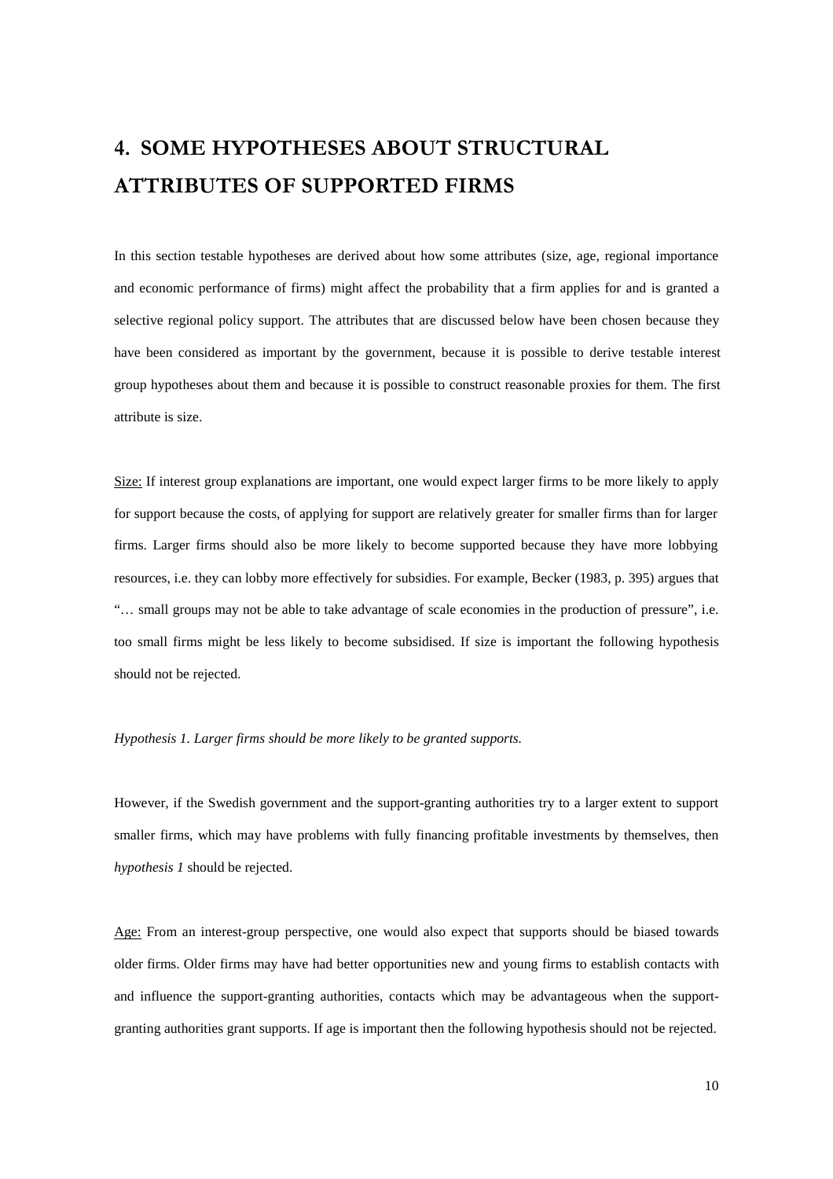# 4. SOME HYPOTHESES ABOUT STRUCTURAL ATTRIBUTES OF SUPPORTED FIRMS

In this section testable hypotheses are derived about how some attributes (size, age, regional importance and economic performance of firms) might affect the probability that a firm applies for and is granted a selective regional policy support. The attributes that are discussed below have been chosen because they have been considered as important by the government, because it is possible to derive testable interest group hypotheses about them and because it is possible to construct reasonable proxies for them. The first attribute is size.

Size: If interest group explanations are important, one would expect larger firms to be more likely to apply for support because the costs, of applying for support are relatively greater for smaller firms than for larger firms. Larger firms should also be more likely to become supported because they have more lobbying resources, i.e. they can lobby more effectively for subsidies. For example, Becker (1983, p. 395) argues that "… small groups may not be able to take advantage of scale economies in the production of pressure", i.e. too small firms might be less likely to become subsidised. If size is important the following hypothesis should not be rejected.

*Hypothesis 1. Larger firms should be more likely to be granted supports.*

However, if the Swedish government and the support-granting authorities try to a larger extent to support smaller firms, which may have problems with fully financing profitable investments by themselves, then *hypothesis 1* should be rejected.

Age: From an interest-group perspective, one would also expect that supports should be biased towards older firms. Older firms may have had better opportunities new and young firms to establish contacts with and influence the support-granting authorities, contacts which may be advantageous when the support-granting authorities grant supports. If age is important then the following hypothesis should not be rejected.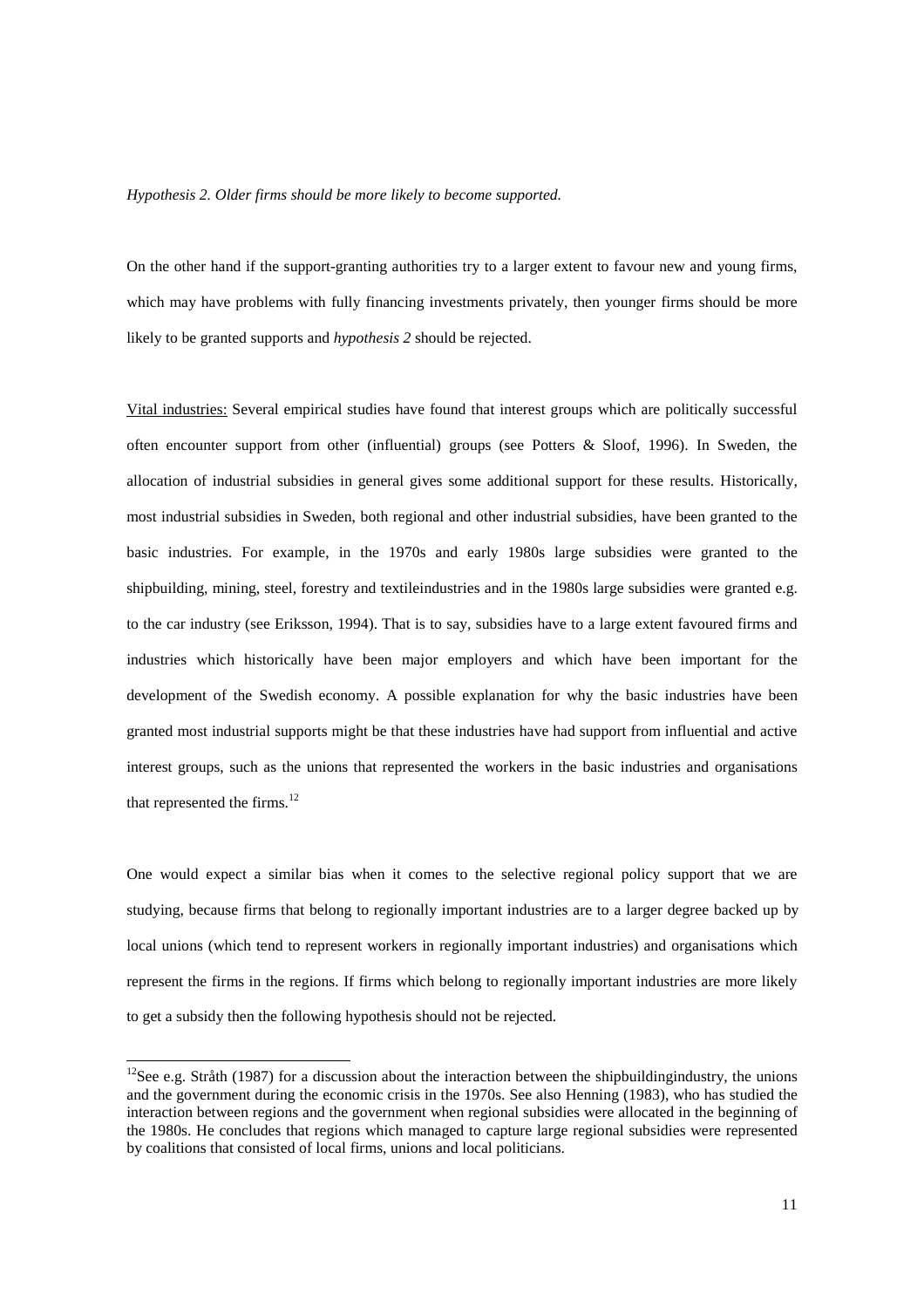*Hypothesis 2. Older firms should be more likely to become supported.*

On the other hand if the support-granting authorities try to a larger extent to favour new and young firms, which may have problems with fully financing investments privately, then younger firms should be more likely to be granted supports and *hypothesis 2* should be rejected.

Vital industries: Several empirical studies have found that interest groups which are politically successful often encounter support from other (influential) groups (see Potters & Sloof, 1996). In Sweden, the allocation of industrial subsidies in general gives some additional support for these results. Historically, most industrial subsidies in Sweden, both regional and other industrial subsidies, have been granted to the basic industries. For example, in the 1970s and early 1980s large subsidies were granted to the shipbuilding, mining, steel, forestry and textileindustries and in the 1980s large subsidies were granted e.g. to the car industry (see Eriksson, 1994). That is to say, subsidies have to a large extent favoured firms and industries which historically have been major employers and which have been important for the development of the Swedish economy. A possible explanation for why the basic industries have been granted most industrial supports might be that these industries have had support from influential and active interest groups, such as the unions that represented the workers in the basic industries and organisations that represented the firms.[12]

One would expect a similar bias when it comes to the selective regional policy support that we are studying, because firms that belong to regionally important industries are to a larger degree backed up by local unions (which tend to represent workers in regionally important industries) and organisations which represent the firms in the regions. If firms which belong to regionally important industries are more likely to get a subsidy then the following hypothesis should not be rejected.

[12] See e.g. Stråth (1987) for a discussion about the interaction between the shipbuildingindustry, the unions and the government during the economic crisis in the 1970s. See also Henning (1983), who has studied the interaction between regions and the government when regional subsidies were allocated in the beginning of the 1980s. He concludes that regions which managed to capture large regional subsidies were represented by coalitions that consisted of local firms, unions and local politicians.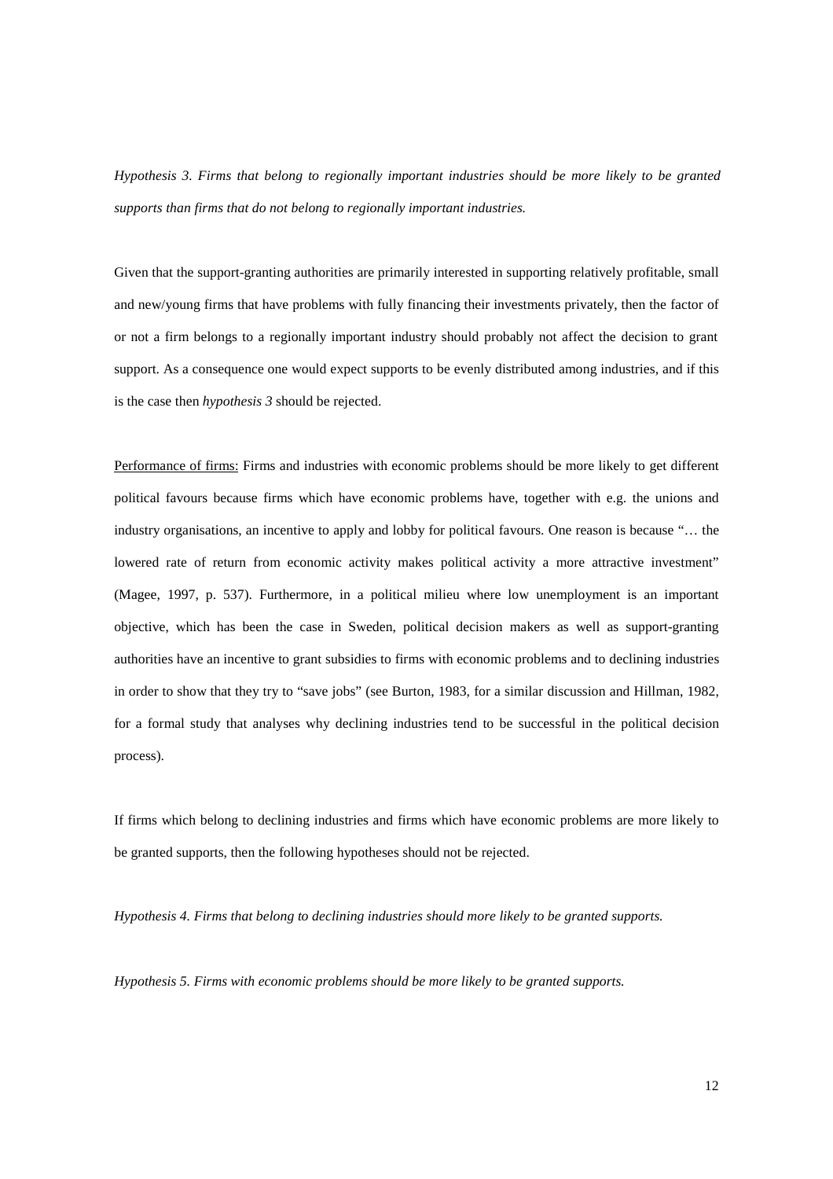*Hypothesis 3. Firms that belong to regionally important industries should be more likely to be granted supports than firms that do not belong to regionally important industries.*

Given that the support-granting authorities are primarily interested in supporting relatively profitable, small and new/young firms that have problems with fully financing their investments privately, then the factor of or not a firm belongs to a regionally important industry should probably not affect the decision to grant support. As a consequence one would expect supports to be evenly distributed among industries, and if this is the case then *hypothesis 3* should be rejected.

<u>Performance of firms:</u> Firms and industries with economic problems should be more likely to get different political favours because firms which have economic problems have, together with e.g. the unions and industry organisations, an incentive to apply and lobby for political favours. One reason is because "… the lowered rate of return from economic activity makes political activity a more attractive investment" (Magee, 1997, p. 537). Furthermore, in a political milieu where low unemployment is an important objective, which has been the case in Sweden, political decision makers as well as support-granting authorities have an incentive to grant subsidies to firms with economic problems and to declining industries in order to show that they try to "save jobs" (see Burton, 1983, for a similar discussion and Hillman, 1982, for a formal study that analyses why declining industries tend to be successful in the political decision process).

If firms which belong to declining industries and firms which have economic problems are more likely to be granted supports, then the following hypotheses should not be rejected.

*Hypothesis 4. Firms that belong to declining industries should more likely to be granted supports.*

*Hypothesis 5. Firms with economic problems should be more likely to be granted supports.*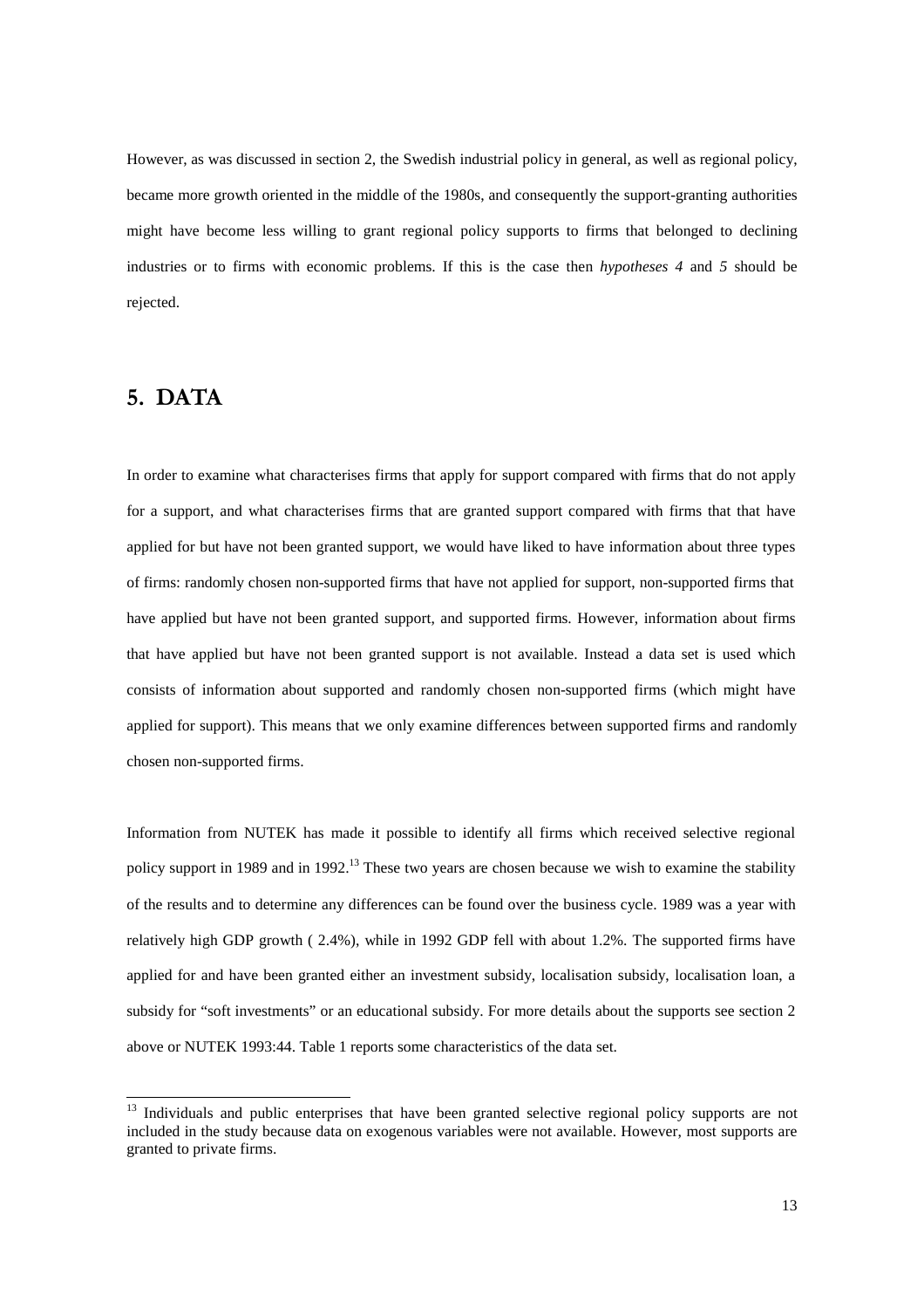However, as was discussed in section 2, the Swedish industrial policy in general, as well as regional policy, became more growth oriented in the middle of the 1980s, and consequently the support-granting authorities might have become less willing to grant regional policy supports to firms that belonged to declining industries or to firms with economic problems. If this is the case then *hypotheses 4* and *5* should be rejected.

# 5. DATA

In order to examine what characterises firms that apply for support compared with firms that do not apply for a support, and what characterises firms that are granted support compared with firms that that have applied for but have not been granted support, we would have liked to have information about three types of firms: randomly chosen non-supported firms that have not applied for support, non-supported firms that have applied but have not been granted support, and supported firms. However, information about firms that have applied but have not been granted support is not available. Instead a data set is used which consists of information about supported and randomly chosen non-supported firms (which might have applied for support). This means that we only examine differences between supported firms and randomly chosen non-supported firms.

Information from NUTEK has made it possible to identify all firms which received selective regional policy support in 1989 and in 1992.[13] These two years are chosen because we wish to examine the stability of the results and to determine any differences can be found over the business cycle. 1989 was a year with relatively high GDP growth ( 2.4%), while in 1992 GDP fell with about 1.2%. The supported firms have applied for and have been granted either an investment subsidy, localisation subsidy, localisation loan, a subsidy for "soft investments" or an educational subsidy. For more details about the supports see section 2 above or NUTEK 1993:44. Table 1 reports some characteristics of the data set.

[13] Individuals and public enterprises that have been granted selective regional policy supports are not included in the study because data on exogenous variables were not available. However, most supports are granted to private firms.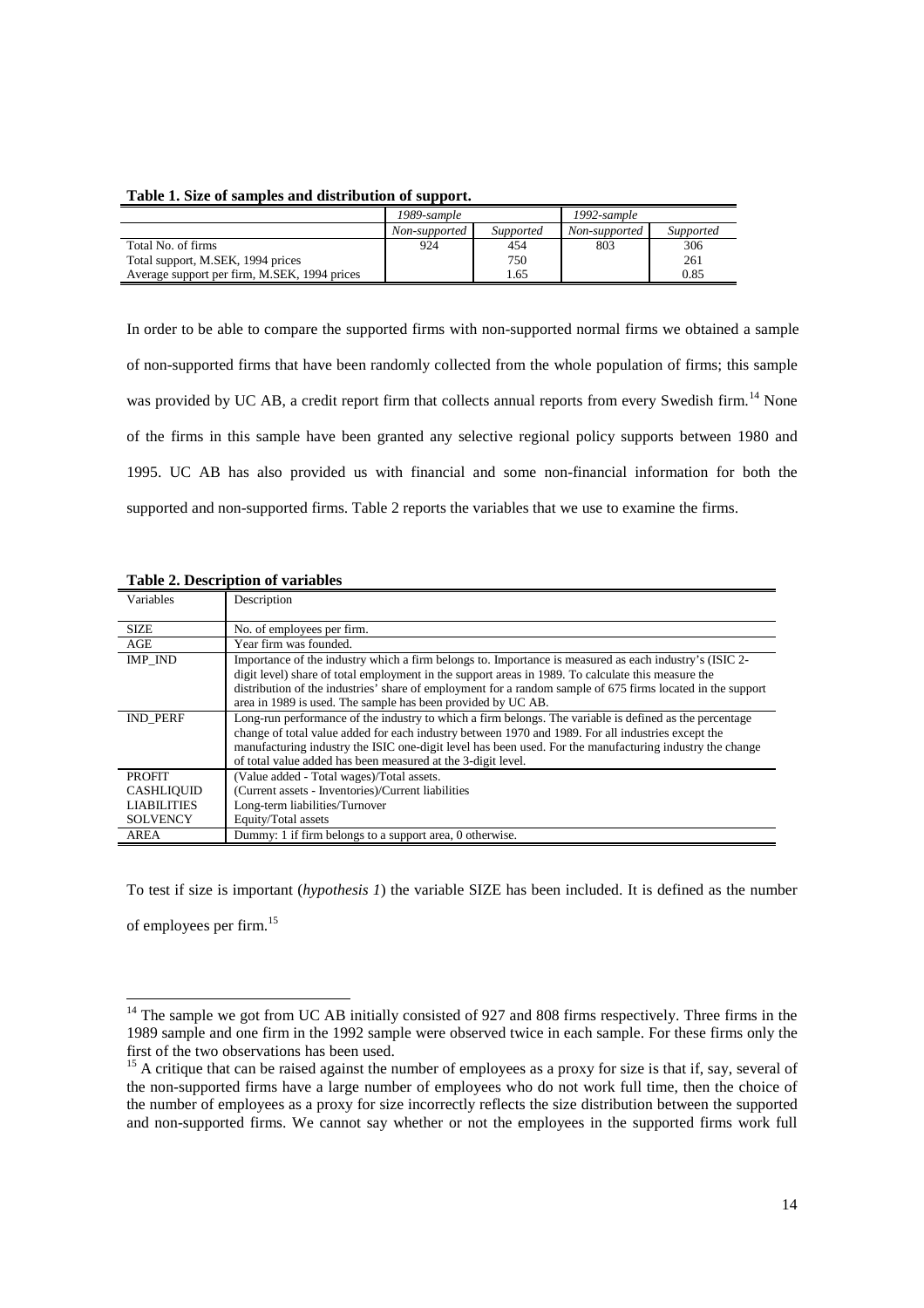**Table 1. Size of samples and distribution of support.**

| | *1989-sample* | | *1992-sample* | |
|---|---|---|---|---|
| | *Non-supported* | *Supported* | *Non-supported* | *Supported* |
| Total No. of firms | 924 | 454 | 803 | 306 |
| Total support, M.SEK, 1994 prices | | 750 | | 261 |
| Average support per firm, M.SEK, 1994 prices | | 1.65 | | 0.85 |

In order to be able to compare the supported firms with non-supported normal firms we obtained a sample of non-supported firms that have been randomly collected from the whole population of firms; this sample was provided by UC AB, a credit report firm that collects annual reports from every Swedish firm.[14] None of the firms in this sample have been granted any selective regional policy supports between 1980 and 1995. UC AB has also provided us with financial and some non-financial information for both the supported and non-supported firms. Table 2 reports the variables that we use to examine the firms.

**Table 2. Description of variables**

| Variables | Description |
|---|---|
| SIZE | No. of employees per firm. |
| AGE | Year firm was founded. |
| IMP_IND | Importance of the industry which a firm belongs to. Importance is measured as each industry's (ISIC 2-digit level) share of total employment in the support areas in 1989. To calculate this measure the distribution of the industries' share of employment for a random sample of 675 firms located in the support area in 1989 is used. The sample has been provided by UC AB. |
| IND_PERF | Long-run performance of the industry to which a firm belongs. The variable is defined as the percentage change of total value added for each industry between 1970 and 1989. For all industries except the manufacturing industry the ISIC one-digit level has been used. For the manufacturing industry the change of total value added has been measured at the 3-digit level. |
| PROFIT | (Value added - Total wages)/Total assets. |
| CASHLIQUID | (Current assets - Inventories)/Current liabilities |
| LIABILITIES | Long-term liabilities/Turnover |
| SOLVENCY | Equity/Total assets |
| AREA | Dummy: 1 if firm belongs to a support area, 0 otherwise. |

To test if size is important (*hypothesis 1*) the variable SIZE has been included. It is defined as the number of employees per firm.[15]

[14] The sample we got from UC AB initially consisted of 927 and 808 firms respectively. Three firms in the 1989 sample and one firm in the 1992 sample were observed twice in each sample. For these firms only the first of the two observations has been used.

[15] A critique that can be raised against the number of employees as a proxy for size is that if, say, several of the non-supported firms have a large number of employees who do not work full time, then the choice of the number of employees as a proxy for size incorrectly reflects the size distribution between the supported and non-supported firms. We cannot say whether or not the employees in the supported firms work full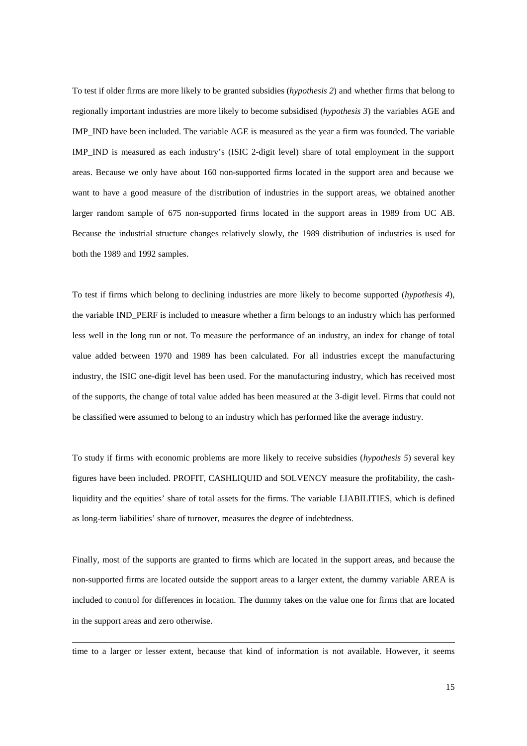To test if older firms are more likely to be granted subsidies (*hypothesis 2*) and whether firms that belong to regionally important industries are more likely to become subsidised (*hypothesis 3*) the variables AGE and IMP_IND have been included. The variable AGE is measured as the year a firm was founded. The variable IMP_IND is measured as each industry's (ISIC 2-digit level) share of total employment in the support areas. Because we only have about 160 non-supported firms located in the support area and because we want to have a good measure of the distribution of industries in the support areas, we obtained another larger random sample of 675 non-supported firms located in the support areas in 1989 from UC AB. Because the industrial structure changes relatively slowly, the 1989 distribution of industries is used for both the 1989 and 1992 samples.

To test if firms which belong to declining industries are more likely to become supported (*hypothesis 4*), the variable IND_PERF is included to measure whether a firm belongs to an industry which has performed less well in the long run or not. To measure the performance of an industry, an index for change of total value added between 1970 and 1989 has been calculated. For all industries except the manufacturing industry, the ISIC one-digit level has been used. For the manufacturing industry, which has received most of the supports, the change of total value added has been measured at the 3-digit level. Firms that could not be classified were assumed to belong to an industry which has performed like the average industry.

To study if firms with economic problems are more likely to receive subsidies (*hypothesis 5*) several key figures have been included. PROFIT, CASHLIQUID and SOLVENCY measure the profitability, the cash-liquidity and the equities' share of total assets for the firms. The variable LIABILITIES, which is defined as long-term liabilities' share of turnover, measures the degree of indebtedness.

Finally, most of the supports are granted to firms which are located in the support areas, and because the non-supported firms are located outside the support areas to a larger extent, the dummy variable AREA is included to control for differences in location. The dummy takes on the value one for firms that are located in the support areas and zero otherwise.

---

time to a larger or lesser extent, because that kind of information is not available. However, it seems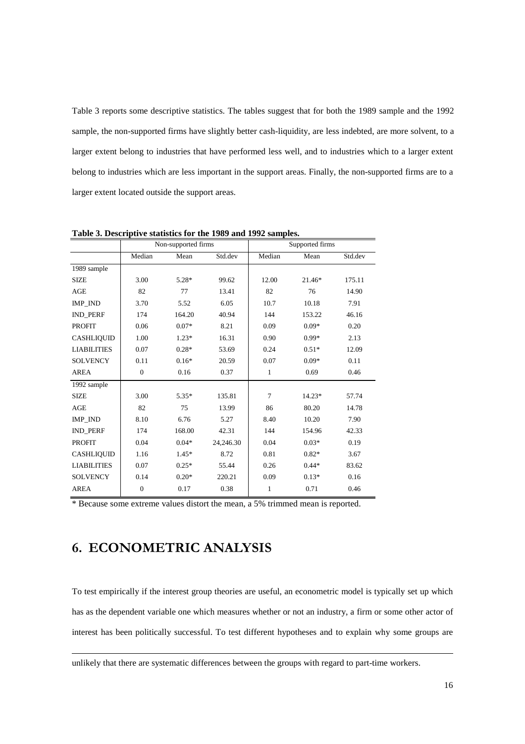Table 3 reports some descriptive statistics. The tables suggest that for both the 1989 sample and the 1992 sample, the non-supported firms have slightly better cash-liquidity, are less indebted, are more solvent, to a larger extent belong to industries that have performed less well, and to industries which to a larger extent belong to industries which are less important in the support areas. Finally, the non-supported firms are to a larger extent located outside the support areas.

**Table 3. Descriptive statistics for the 1989 and 1992 samples.**

| | Non-supported firms | | | Supported firms | | |
|---|---|---|---|---|---|---|
| | Median | Mean | Std.dev | Median | Mean | Std.dev |
| 1989 sample | | | | | | |
| SIZE | 3.00 | 5.28* | 99.62 | 12.00 | 21.46* | 175.11 |
| AGE | 82 | 77 | 13.41 | 82 | 76 | 14.90 |
| IMP_IND | 3.70 | 5.52 | 6.05 | 10.7 | 10.18 | 7.91 |
| IND_PERF | 174 | 164.20 | 40.94 | 144 | 153.22 | 46.16 |
| PROFIT | 0.06 | 0.07* | 8.21 | 0.09 | 0.09* | 0.20 |
| CASHLIQUID | 1.00 | 1.23* | 16.31 | 0.90 | 0.99* | 2.13 |
| LIABILITIES | 0.07 | 0.28* | 53.69 | 0.24 | 0.51* | 12.09 |
| SOLVENCY | 0.11 | 0.16* | 20.59 | 0.07 | 0.09* | 0.11 |
| AREA | 0 | 0.16 | 0.37 | 1 | 0.69 | 0.46 |
| 1992 sample | | | | | | |
| SIZE | 3.00 | 5.35* | 135.81 | 7 | 14.23* | 57.74 |
| AGE | 82 | 75 | 13.99 | 86 | 80.20 | 14.78 |
| IMP_IND | 8.10 | 6.76 | 5.27 | 8.40 | 10.20 | 7.90 |
| IND_PERF | 174 | 168.00 | 42.31 | 144 | 154.96 | 42.33 |
| PROFIT | 0.04 | 0.04* | 24,246.30 | 0.04 | 0.03* | 0.19 |
| CASHLIQUID | 1.16 | 1.45* | 8.72 | 0.81 | 0.82* | 3.67 |
| LIABILITIES | 0.07 | 0.25* | 55.44 | 0.26 | 0.44* | 83.62 |
| SOLVENCY | 0.14 | 0.20* | 220.21 | 0.09 | 0.13* | 0.16 |
| AREA | 0 | 0.17 | 0.38 | 1 | 0.71 | 0.46 |

* Because some extreme values distort the mean, a 5% trimmed mean is reported.

## 6. ECONOMETRIC ANALYSIS

To test empirically if the interest group theories are useful, an econometric model is typically set up which has as the dependent variable one which measures whether or not an industry, a firm or some other actor of interest has been politically successful. To test different hypotheses and to explain why some groups are

unlikely that there are systematic differences between the groups with regard to part-time workers.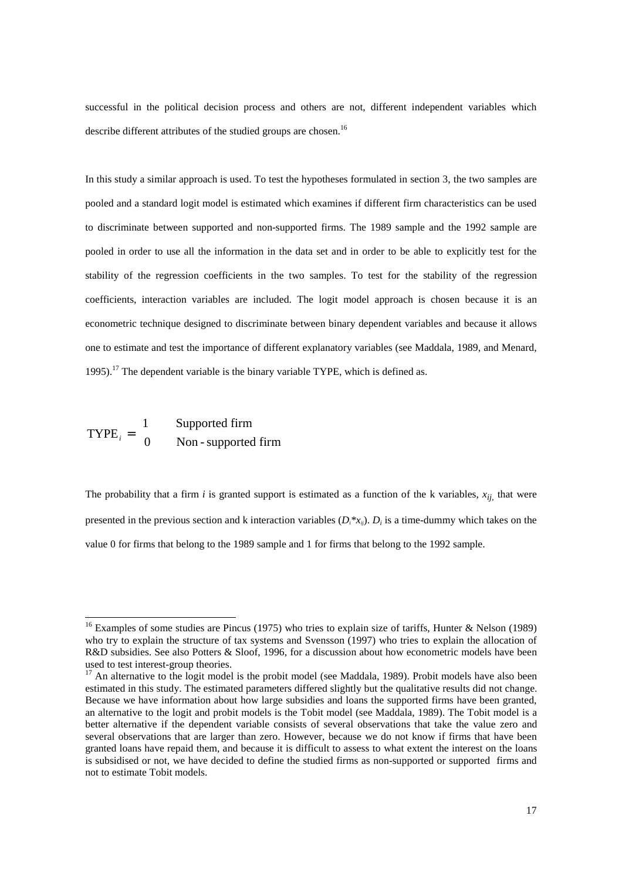successful in the political decision process and others are not, different independent variables which describe different attributes of the studied groups are chosen.[16]

In this study a similar approach is used. To test the hypotheses formulated in section 3, the two samples are pooled and a standard logit model is estimated which examines if different firm characteristics can be used to discriminate between supported and non-supported firms. The 1989 sample and the 1992 sample are pooled in order to use all the information in the data set and in order to be able to explicitly test for the stability of the regression coefficients in the two samples. To test for the stability of the regression coefficients, interaction variables are included. The logit model approach is chosen because it is an econometric technique designed to discriminate between binary dependent variables and because it allows one to estimate and test the importance of different explanatory variables (see Maddala, 1989, and Menard, 1995).[17] The dependent variable is the binary variable TYPE, which is defined as.

$$\text{TYPE}_i = \begin{cases} 1 & \text{Supported firm} \\ 0 & \text{Non-supported firm} \end{cases}$$

The probability that a firm $i$ is granted support is estimated as a function of the k variables, $x_{ij}$, that were presented in the previous section and k interaction variables ($D_i{*}x_{ij}$). $D_i$ is a time-dummy which takes on the value 0 for firms that belong to the 1989 sample and 1 for firms that belong to the 1992 sample.

---

[16] Examples of some studies are Pincus (1975) who tries to explain size of tariffs, Hunter & Nelson (1989) who try to explain the structure of tax systems and Svensson (1997) who tries to explain the allocation of R&D subsidies. See also Potters & Sloof, 1996, for a discussion about how econometric models have been used to test interest-group theories.

[17] An alternative to the logit model is the probit model (see Maddala, 1989). Probit models have also been estimated in this study. The estimated parameters differed slightly but the qualitative results did not change. Because we have information about how large subsidies and loans the supported firms have been granted, an alternative to the logit and probit models is the Tobit model (see Maddala, 1989). The Tobit model is a better alternative if the dependent variable consists of several observations that take the value zero and several observations that are larger than zero. However, because we do not know if firms that have been granted loans have repaid them, and because it is difficult to assess to what extent the interest on the loans is subsidised or not, we have decided to define the studied firms as non-supported or supported firms and not to estimate Tobit models.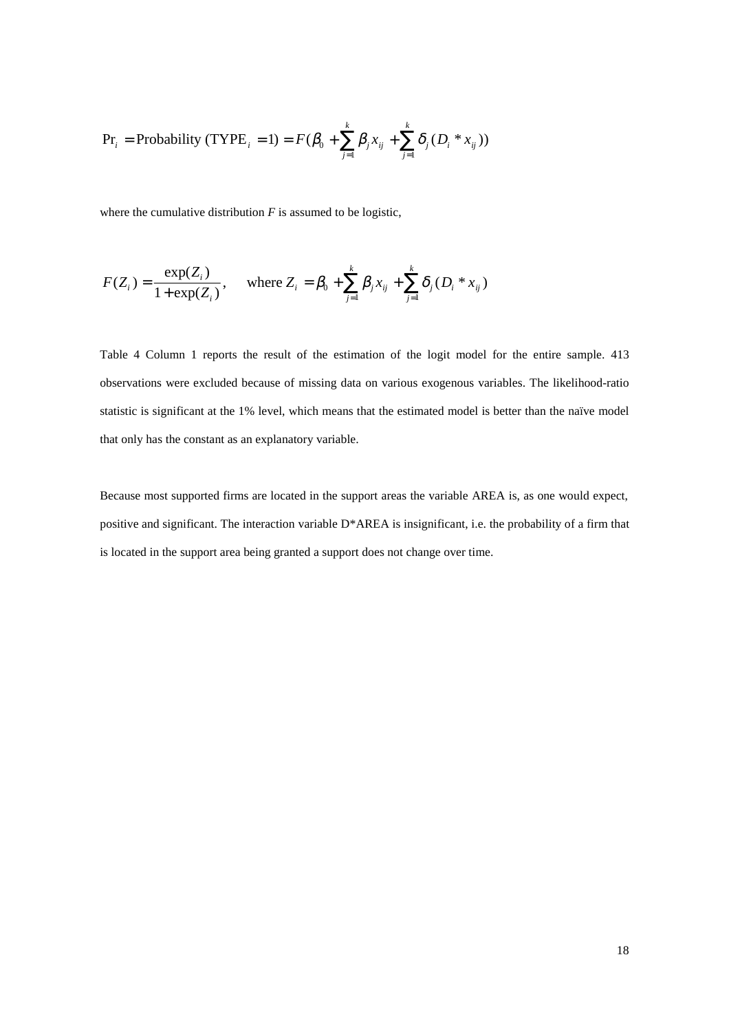$$\text{Pr}_i = \text{Probability (TYPE}_i = 1) = F(\beta_0 + \sum_{j=1}^{k} \beta_j x_{ij} + \sum_{j=1}^{k} \delta_j (D_i * x_{ij}))$$

where the cumulative distribution $F$ is assumed to be logistic,

$$F(Z_i) = \frac{\exp(Z_i)}{1 + \exp(Z_i)}, \quad \text{where } Z_i = \beta_0 + \sum_{j=1}^{k} \beta_j x_{ij} + \sum_{j=1}^{k} \delta_j (D_i * x_{ij})$$

Table 4 Column 1 reports the result of the estimation of the logit model for the entire sample. 413 observations were excluded because of missing data on various exogenous variables. The likelihood-ratio statistic is significant at the 1% level, which means that the estimated model is better than the naïve model that only has the constant as an explanatory variable.

Because most supported firms are located in the support areas the variable AREA is, as one would expect, positive and significant. The interaction variable D*AREA is insignificant, i.e. the probability of a firm that is located in the support area being granted a support does not change over time.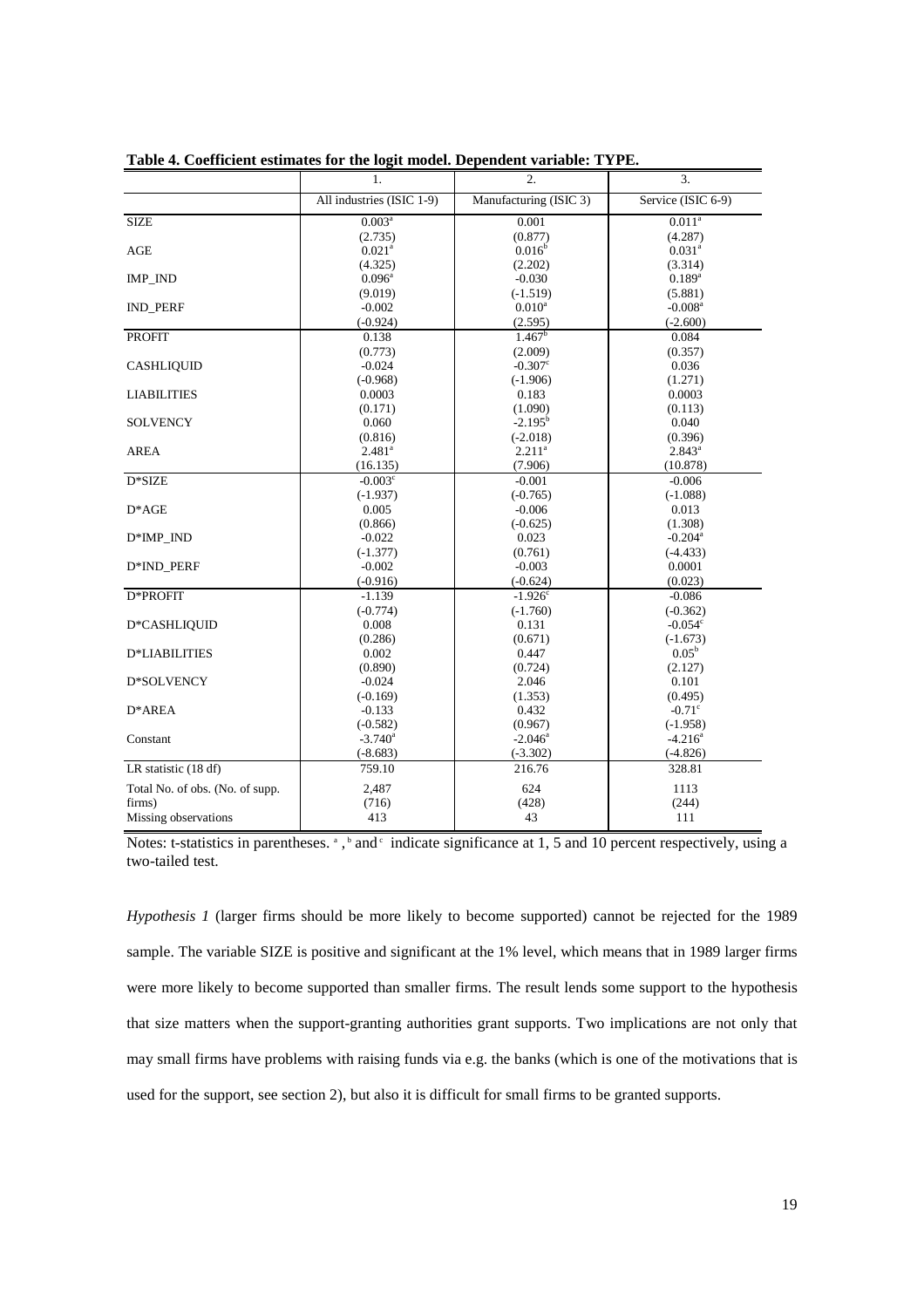**Table 4. Coefficient estimates for the logit model. Dependent variable: TYPE.**

| | 1. | 2. | 3. |
|---|---|---|---|
| | All industries (ISIC 1-9) | Manufacturing (ISIC 3) | Service (ISIC 6-9) |
| SIZE | 0.003[a] | 0.001 | 0.011[a] |
| | (2.735) | (0.877) | (4.287) |
| AGE | 0.021[a] | 0.016[b] | 0.031[a] |
| | (4.325) | (2.202) | (3.314) |
| IMP_IND | 0.096[a] | -0.030 | 0.189[a] |
| | (9.019) | (-1.519) | (5.881) |
| IND_PERF | -0.002 | 0.010[a] | -0.008[a] |
| | (-0.924) | (2.595) | (-2.600) |
| PROFIT | 0.138 | 1.467[b] | 0.084 |
| | (0.773) | (2.009) | (0.357) |
| CASHLIQUID | -0.024 | -0.307[c] | 0.036 |
| | (-0.968) | (-1.906) | (1.271) |
| LIABILITIES | 0.0003 | 0.183 | 0.0003 |
| | (0.171) | (1.090) | (0.113) |
| SOLVENCY | 0.060 | -2.195[b] | 0.040 |
| | (0.816) | (-2.018) | (0.396) |
| AREA | 2.481[a] | 2.211[a] | 2.843[a] |
| | (16.135) | (7.906) | (10.878) |
| D*SIZE | -0.003[c] | -0.001 | -0.006 |
| | (-1.937) | (-0.765) | (-1.088) |
| D*AGE | 0.005 | -0.006 | 0.013 |
| | (0.866) | (-0.625) | (1.308) |
| D*IMP_IND | -0.022 | 0.023 | -0.204[a] |
| | (-1.377) | (0.761) | (-4.433) |
| D*IND_PERF | -0.002 | -0.003 | 0.0001 |
| | (-0.916) | (-0.624) | (0.023) |
| D*PROFIT | -1.139 | -1.926[c] | -0.086 |
| | (-0.774) | (-1.760) | (-0.362) |
| D*CASHLIQUID | 0.008 | 0.131 | -0.054[c] |
| | (0.286) | (0.671) | (-1.673) |
| D*LIABILITIES | 0.002 | 0.447 | 0.05[b] |
| | (0.890) | (0.724) | (2.127) |
| D*SOLVENCY | -0.024 | 2.046 | 0.101 |
| | (-0.169) | (1.353) | (0.495) |
| D*AREA | -0.133 | 0.432 | -0.71[c] |
| | (-0.582) | (0.967) | (-1.958) |
| Constant | -3.740[a] | -2.046[a] | -4.216[a] |
| | (-8.683) | (-3.302) | (-4.826) |
| LR statistic (18 df) | 759.10 | 216.76 | 328.81 |
| Total No. of obs. (No. of supp. firms) | 2,487 (716) | 624 (428) | 1113 (244) |
| Missing observations | 413 | 43 | 111 |

Notes: t-statistics in parentheses. [a], [b] and [c] indicate significance at 1, 5 and 10 percent respectively, using a two-tailed test.

*Hypothesis 1* (larger firms should be more likely to become supported) cannot be rejected for the 1989 sample. The variable SIZE is positive and significant at the 1% level, which means that in 1989 larger firms were more likely to become supported than smaller firms. The result lends some support to the hypothesis that size matters when the support-granting authorities grant supports. Two implications are not only that may small firms have problems with raising funds via e.g. the banks (which is one of the motivations that is used for the support, see section 2), but also it is difficult for small firms to be granted supports.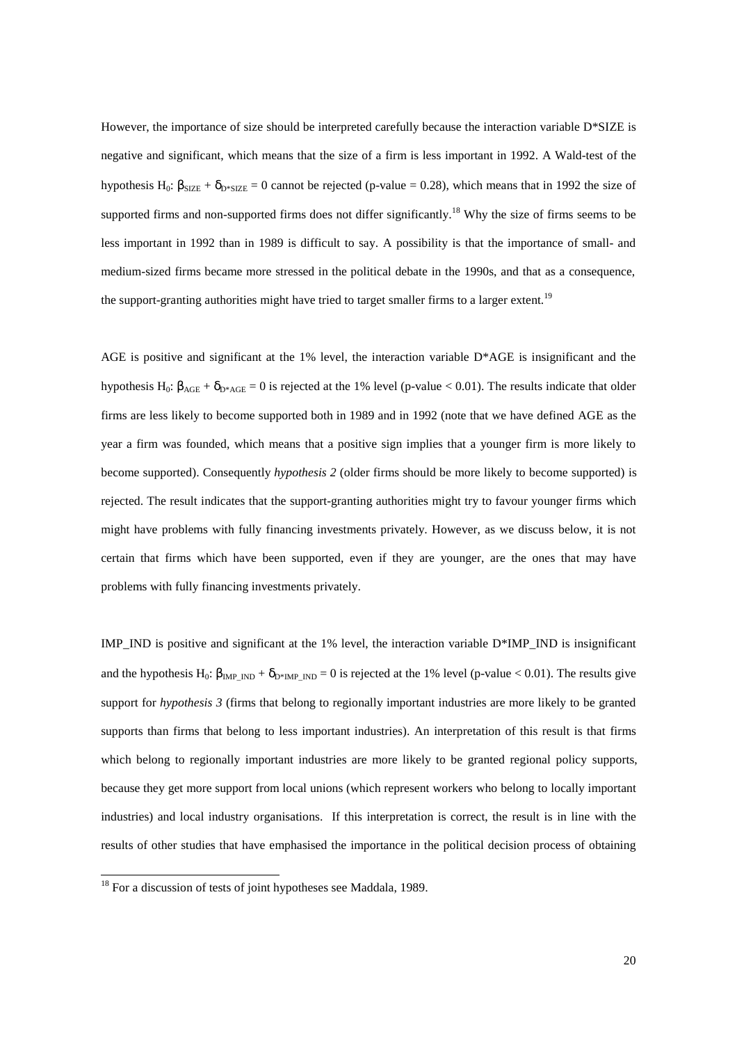However, the importance of size should be interpreted carefully because the interaction variable D*SIZE is negative and significant, which means that the size of a firm is less important in 1992. A Wald-test of the hypothesis $H_0$: $\beta_{SIZE} + \delta_{D*SIZE} = 0$ cannot be rejected (p-value = 0.28), which means that in 1992 the size of supported firms and non-supported firms does not differ significantly.[18] Why the size of firms seems to be less important in 1992 than in 1989 is difficult to say. A possibility is that the importance of small- and medium-sized firms became more stressed in the political debate in the 1990s, and that as a consequence, the support-granting authorities might have tried to target smaller firms to a larger extent.[19]

AGE is positive and significant at the 1% level, the interaction variable D*AGE is insignificant and the hypothesis $H_0$: $\beta_{AGE} + \delta_{D*AGE} = 0$ is rejected at the 1% level (p-value < 0.01). The results indicate that older firms are less likely to become supported both in 1989 and in 1992 (note that we have defined AGE as the year a firm was founded, which means that a positive sign implies that a younger firm is more likely to become supported). Consequently *hypothesis 2* (older firms should be more likely to become supported) is rejected. The result indicates that the support-granting authorities might try to favour younger firms which might have problems with fully financing investments privately. However, as we discuss below, it is not certain that firms which have been supported, even if they are younger, are the ones that may have problems with fully financing investments privately.

IMP_IND is positive and significant at the 1% level, the interaction variable D*IMP_IND is insignificant and the hypothesis $H_0$: $\beta_{IMP\_IND} + \delta_{D*IMP\_IND} = 0$ is rejected at the 1% level (p-value < 0.01). The results give support for *hypothesis 3* (firms that belong to regionally important industries are more likely to be granted supports than firms that belong to less important industries). An interpretation of this result is that firms which belong to regionally important industries are more likely to be granted regional policy supports, because they get more support from local unions (which represent workers who belong to locally important industries) and local industry organisations. If this interpretation is correct, the result is in line with the results of other studies that have emphasised the importance in the political decision process of obtaining

[18] For a discussion of tests of joint hypotheses see Maddala, 1989.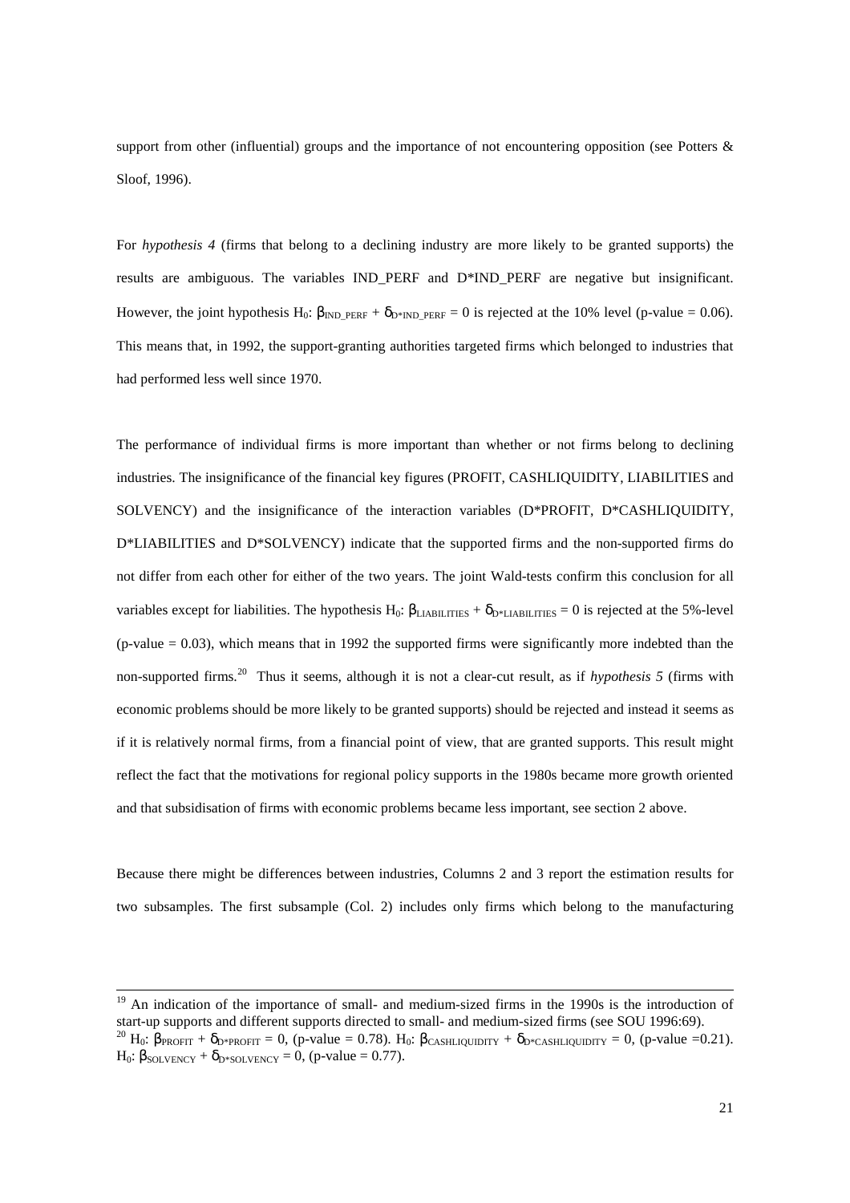support from other (influential) groups and the importance of not encountering opposition (see Potters & Sloof, 1996).

For *hypothesis 4* (firms that belong to a declining industry are more likely to be granted supports) the results are ambiguous. The variables IND_PERF and D*IND_PERF are negative but insignificant. However, the joint hypothesis $H_0$: $\beta_{IND\_PERF} + \delta_{D*IND\_PERF} = 0$ is rejected at the 10% level (p-value = 0.06). This means that, in 1992, the support-granting authorities targeted firms which belonged to industries that had performed less well since 1970.

The performance of individual firms is more important than whether or not firms belong to declining industries. The insignificance of the financial key figures (PROFIT, CASHLIQUIDITY, LIABILITIES and SOLVENCY) and the insignificance of the interaction variables (D*PROFIT, D*CASHLIQUIDITY, D*LIABILITIES and D*SOLVENCY) indicate that the supported firms and the non-supported firms do not differ from each other for either of the two years. The joint Wald-tests confirm this conclusion for all variables except for liabilities. The hypothesis $H_0$: $\beta_{LIABILITIES} + \delta_{D*LIABILITIES} = 0$ is rejected at the 5%-level (p-value = 0.03), which means that in 1992 the supported firms were significantly more indebted than the non-supported firms.[20] Thus it seems, although it is not a clear-cut result, as if *hypothesis 5* (firms with economic problems should be more likely to be granted supports) should be rejected and instead it seems as if it is relatively normal firms, from a financial point of view, that are granted supports. This result might reflect the fact that the motivations for regional policy supports in the 1980s became more growth oriented and that subsidisation of firms with economic problems became less important, see section 2 above.

Because there might be differences between industries, Columns 2 and 3 report the estimation results for two subsamples. The first subsample (Col. 2) includes only firms which belong to the manufacturing

---

[19] An indication of the importance of small- and medium-sized firms in the 1990s is the introduction of start-up supports and different supports directed to small- and medium-sized firms (see SOU 1996:69).

[20] $H_0$: $\beta_{PROFIT} + \delta_{D*PROFIT} = 0$, (p-value = 0.78). $H_0$: $\beta_{CASHLIQUIDITY} + \delta_{D*CASHLIQUIDITY} = 0$, (p-value =0.21). $H_0$: $\beta_{SOLVENCY} + \delta_{D*SOLVENCY} = 0$, (p-value = 0.77).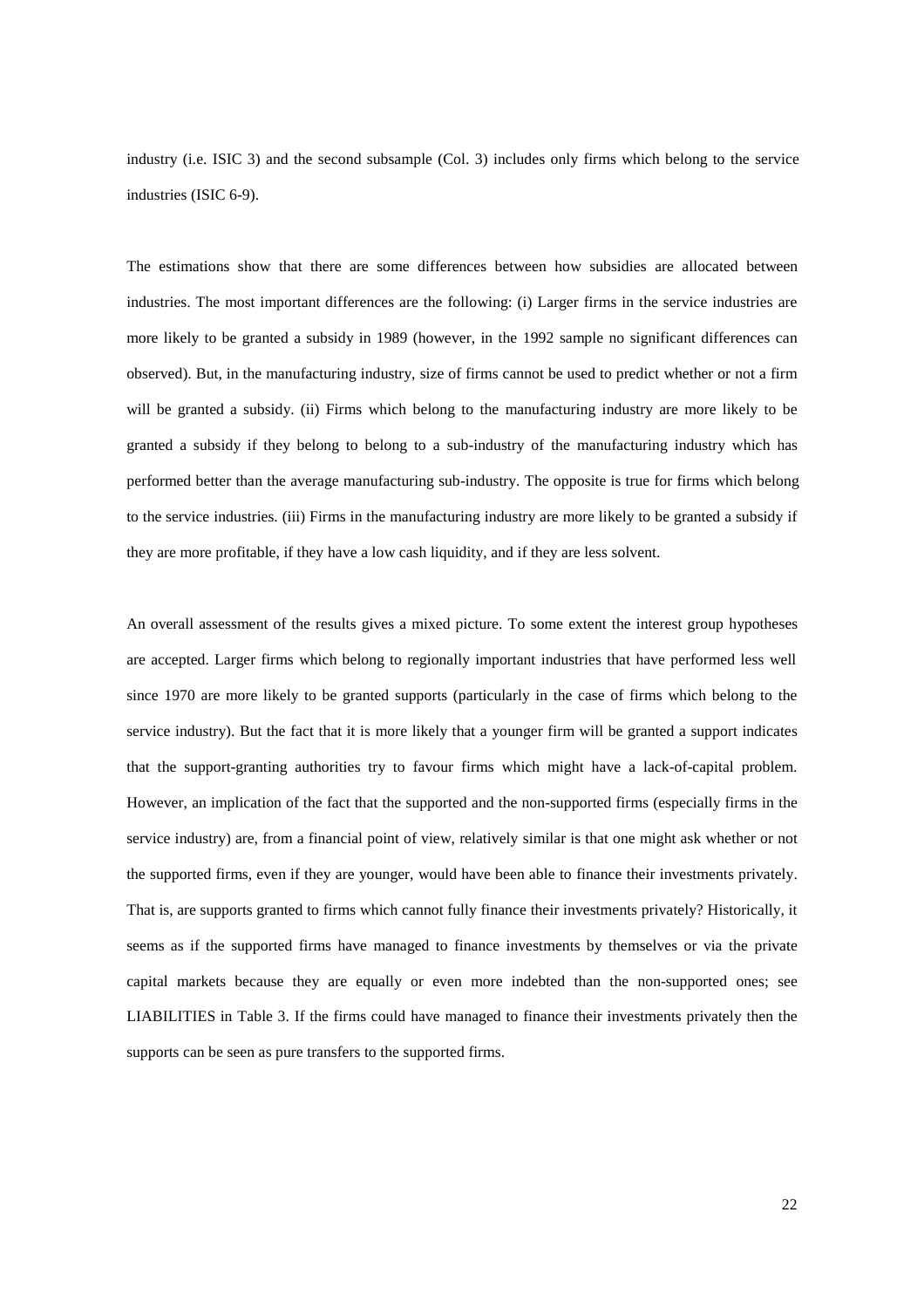industry (i.e. ISIC 3) and the second subsample (Col. 3) includes only firms which belong to the service industries (ISIC 6-9).

The estimations show that there are some differences between how subsidies are allocated between industries. The most important differences are the following: (i) Larger firms in the service industries are more likely to be granted a subsidy in 1989 (however, in the 1992 sample no significant differences can observed). But, in the manufacturing industry, size of firms cannot be used to predict whether or not a firm will be granted a subsidy. (ii) Firms which belong to the manufacturing industry are more likely to be granted a subsidy if they belong to belong to a sub-industry of the manufacturing industry which has performed better than the average manufacturing sub-industry. The opposite is true for firms which belong to the service industries. (iii) Firms in the manufacturing industry are more likely to be granted a subsidy if they are more profitable, if they have a low cash liquidity, and if they are less solvent.

An overall assessment of the results gives a mixed picture. To some extent the interest group hypotheses are accepted. Larger firms which belong to regionally important industries that have performed less well since 1970 are more likely to be granted supports (particularly in the case of firms which belong to the service industry). But the fact that it is more likely that a younger firm will be granted a support indicates that the support-granting authorities try to favour firms which might have a lack-of-capital problem. However, an implication of the fact that the supported and the non-supported firms (especially firms in the service industry) are, from a financial point of view, relatively similar is that one might ask whether or not the supported firms, even if they are younger, would have been able to finance their investments privately. That is, are supports granted to firms which cannot fully finance their investments privately? Historically, it seems as if the supported firms have managed to finance investments by themselves or via the private capital markets because they are equally or even more indebted than the non-supported ones; see LIABILITIES in Table 3. If the firms could have managed to finance their investments privately then the supports can be seen as pure transfers to the supported firms.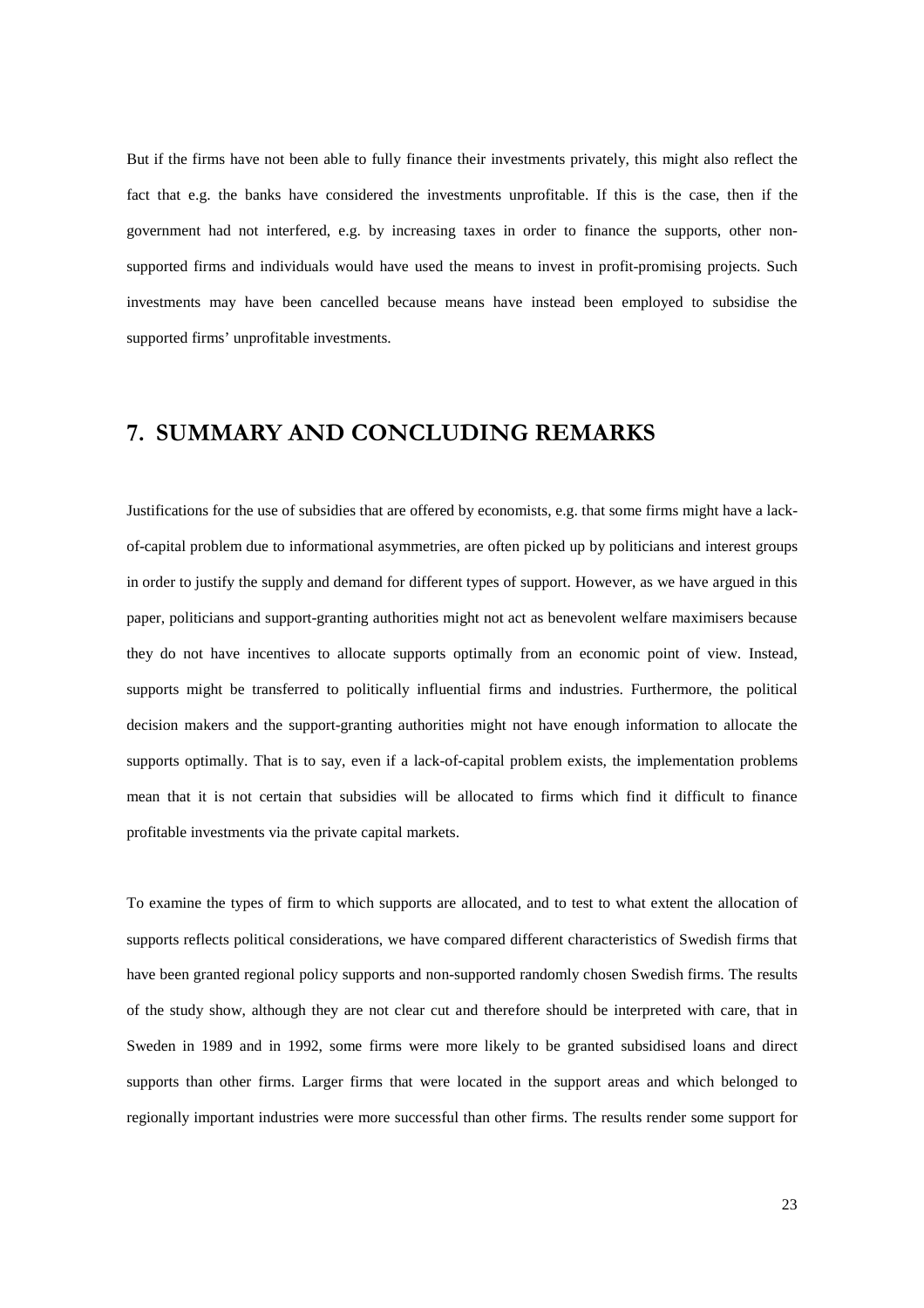But if the firms have not been able to fully finance their investments privately, this might also reflect the fact that e.g. the banks have considered the investments unprofitable. If this is the case, then if the government had not interfered, e.g. by increasing taxes in order to finance the supports, other non-supported firms and individuals would have used the means to invest in profit-promising projects. Such investments may have been cancelled because means have instead been employed to subsidise the supported firms' unprofitable investments.

## 7. SUMMARY AND CONCLUDING REMARKS

Justifications for the use of subsidies that are offered by economists, e.g. that some firms might have a lack-of-capital problem due to informational asymmetries, are often picked up by politicians and interest groups in order to justify the supply and demand for different types of support. However, as we have argued in this paper, politicians and support-granting authorities might not act as benevolent welfare maximisers because they do not have incentives to allocate supports optimally from an economic point of view. Instead, supports might be transferred to politically influential firms and industries. Furthermore, the political decision makers and the support-granting authorities might not have enough information to allocate the supports optimally. That is to say, even if a lack-of-capital problem exists, the implementation problems mean that it is not certain that subsidies will be allocated to firms which find it difficult to finance profitable investments via the private capital markets.

To examine the types of firm to which supports are allocated, and to test to what extent the allocation of supports reflects political considerations, we have compared different characteristics of Swedish firms that have been granted regional policy supports and non-supported randomly chosen Swedish firms. The results of the study show, although they are not clear cut and therefore should be interpreted with care, that in Sweden in 1989 and in 1992, some firms were more likely to be granted subsidised loans and direct supports than other firms. Larger firms that were located in the support areas and which belonged to regionally important industries were more successful than other firms. The results render some support for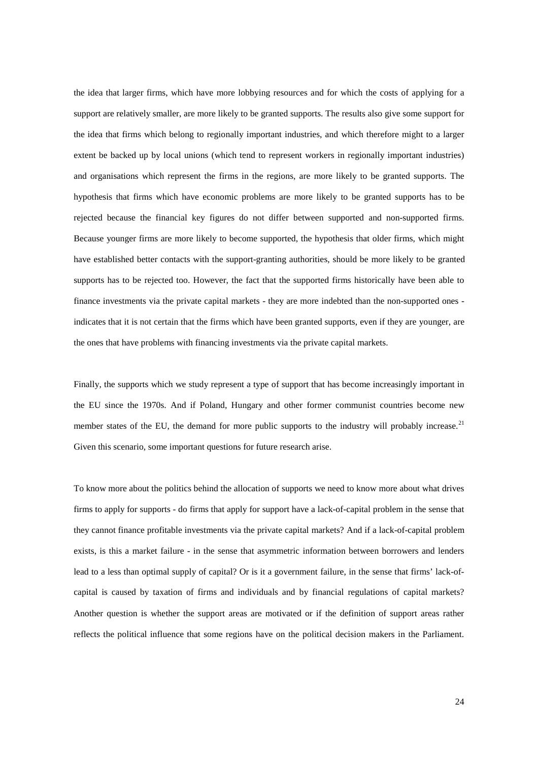the idea that larger firms, which have more lobbying resources and for which the costs of applying for a support are relatively smaller, are more likely to be granted supports. The results also give some support for the idea that firms which belong to regionally important industries, and which therefore might to a larger extent be backed up by local unions (which tend to represent workers in regionally important industries) and organisations which represent the firms in the regions, are more likely to be granted supports. The hypothesis that firms which have economic problems are more likely to be granted supports has to be rejected because the financial key figures do not differ between supported and non-supported firms. Because younger firms are more likely to become supported, the hypothesis that older firms, which might have established better contacts with the support-granting authorities, should be more likely to be granted supports has to be rejected too. However, the fact that the supported firms historically have been able to finance investments via the private capital markets - they are more indebted than the non-supported ones - indicates that it is not certain that the firms which have been granted supports, even if they are younger, are the ones that have problems with financing investments via the private capital markets.

Finally, the supports which we study represent a type of support that has become increasingly important in the EU since the 1970s. And if Poland, Hungary and other former communist countries become new member states of the EU, the demand for more public supports to the industry will probably increase.[21] Given this scenario, some important questions for future research arise.

To know more about the politics behind the allocation of supports we need to know more about what drives firms to apply for supports - do firms that apply for support have a lack-of-capital problem in the sense that they cannot finance profitable investments via the private capital markets? And if a lack-of-capital problem exists, is this a market failure - in the sense that asymmetric information between borrowers and lenders lead to a less than optimal supply of capital? Or is it a government failure, in the sense that firms' lack-of-capital is caused by taxation of firms and individuals and by financial regulations of capital markets? Another question is whether the support areas are motivated or if the definition of support areas rather reflects the political influence that some regions have on the political decision makers in the Parliament.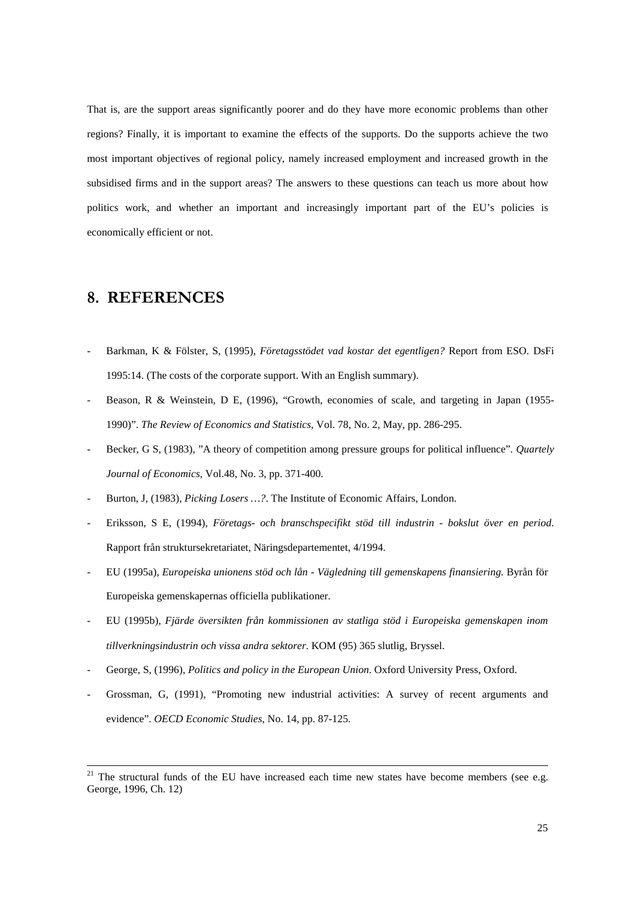That is, are the support areas significantly poorer and do they have more economic problems than other regions? Finally, it is important to examine the effects of the supports. Do the supports achieve the two most important objectives of regional policy, namely increased employment and increased growth in the subsidised firms and in the support areas? The answers to these questions can teach us more about how politics work, and whether an important and increasingly important part of the EU's policies is economically efficient or not.

# 8. REFERENCES

- Barkman, K & Fölster, S, (1995), *Företagsstödet vad kostar det egentligen?* Report from ESO. DsFi 1995:14. (The costs of the corporate support. With an English summary).
- Beason, R & Weinstein, D E, (1996), "Growth, economies of scale, and targeting in Japan (1955-1990)". *The Review of Economics and Statistics*, Vol. 78, No. 2, May, pp. 286-295.
- Becker, G S, (1983), "A theory of competition among pressure groups for political influence". *Quartely Journal of Economics*, Vol.48, No. 3, pp. 371-400.
- Burton, J, (1983), *Picking Losers …?*. The Institute of Economic Affairs, London.
- Eriksson, S E, (1994), *Företags- och branschspecifikt stöd till industrin - bokslut över en period*. Rapport från struktursekretariatet, Näringsdepartementet, 4/1994.
- EU (1995a), *Europeiska unionens stöd och lån - Vägledning till gemenskapens finansiering.* Byrån för Europeiska gemenskapernas officiella publikationer.
- EU (1995b), *Fjärde översikten från kommissionen av statliga stöd i Europeiska gemenskapen inom tillverkningsindustrin och vissa andra sektorer*. KOM (95) 365 slutlig, Bryssel.
- George, S, (1996), *Politics and policy in the European Union*. Oxford University Press, Oxford.
- Grossman, G, (1991), "Promoting new industrial activities: A survey of recent arguments and evidence". *OECD Economic Studies*, No. 14, pp. 87-125.

[21] The structural funds of the EU have increased each time new states have become members (see e.g. George, 1996, Ch. 12)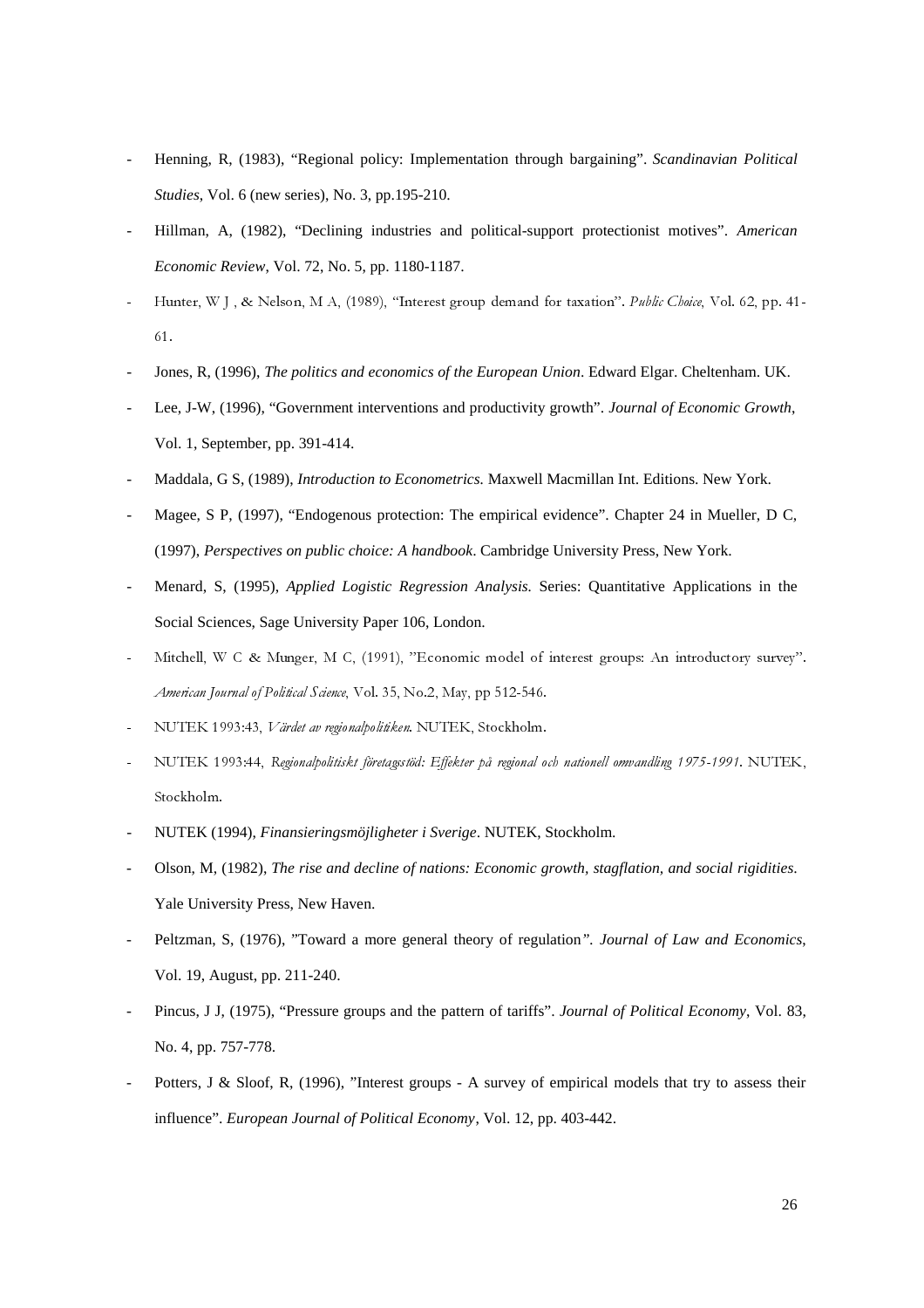- Henning, R, (1983), "Regional policy: Implementation through bargaining". *Scandinavian Political Studies*, Vol. 6 (new series), No. 3, pp.195-210.
- Hillman, A, (1982), "Declining industries and political-support protectionist motives". *American Economic Review*, Vol. 72, No. 5, pp. 1180-1187.
- Hunter, W J , & Nelson, M A, (1989), "Interest group demand for taxation". *Public Choice*, Vol. 62, pp. 41-61.
- Jones, R, (1996), *The politics and economics of the European Union*. Edward Elgar. Cheltenham. UK.
- Lee, J-W, (1996), "Government interventions and productivity growth". *Journal of Economic Growth*, Vol. 1, September, pp. 391-414.
- Maddala, G S, (1989), *Introduction to Econometrics.* Maxwell Macmillan Int. Editions. New York.
- Magee, S P, (1997), "Endogenous protection: The empirical evidence". Chapter 24 in Mueller, D C, (1997), *Perspectives on public choice: A handbook*. Cambridge University Press, New York.
- Menard, S, (1995), *Applied Logistic Regression Analysis.* Series: Quantitative Applications in the Social Sciences, Sage University Paper 106, London.
- Mitchell, W C & Munger, M C, (1991), "Economic model of interest groups: An introductory survey". *American Journal of Political Science*, Vol. 35, No.2, May, pp 512-546.
- NUTEK 1993:43, *Värdet av regionalpolitiken*. NUTEK, Stockholm.
- NUTEK 1993:44, *Regionalpolitiskt företagsstöd: Effekter på regional och nationell omvandling 1975-1991*. NUTEK, Stockholm.
- NUTEK (1994), *Finansieringsmöjligheter i Sverige*. NUTEK, Stockholm.
- Olson, M, (1982), *The rise and decline of nations: Economic growth, stagflation, and social rigidities.* Yale University Press, New Haven.
- Peltzman, S, (1976), "Toward a more general theory of regulation". *Journal of Law and Economics*, Vol. 19, August, pp. 211-240.
- Pincus, J J, (1975), "Pressure groups and the pattern of tariffs". *Journal of Political Economy*, Vol. 83, No. 4, pp. 757-778.
- Potters, J & Sloof, R, (1996), "Interest groups - A survey of empirical models that try to assess their influence". *European Journal of Political Economy*, Vol. 12, pp. 403-442.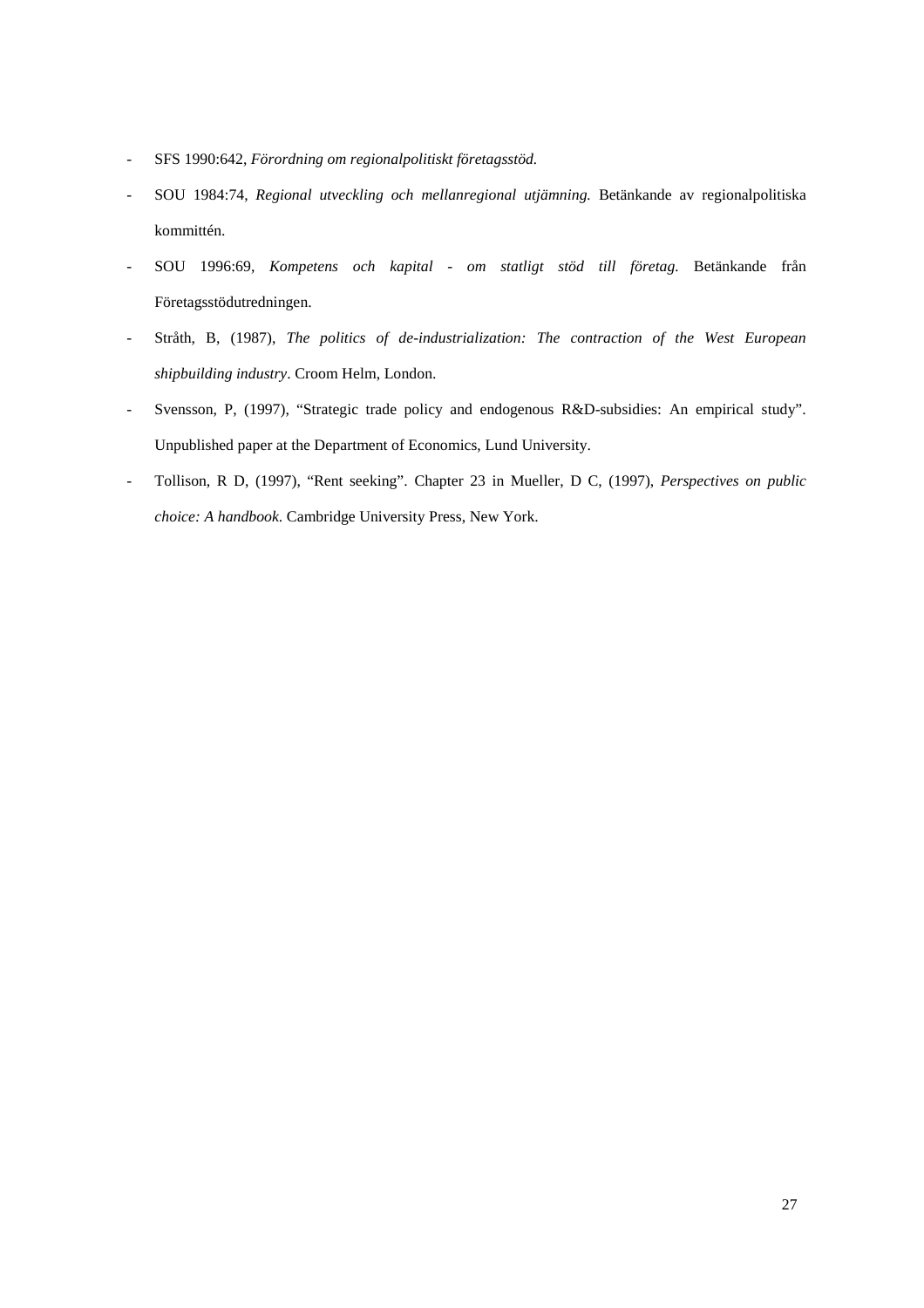- SFS 1990:642, *Förordning om regionalpolitiskt företagsstöd.*
- SOU 1984:74, *Regional utveckling och mellanregional utjämning.* Betänkande av regionalpolitiska kommittén.
- SOU 1996:69, *Kompetens och kapital - om statligt stöd till företag.* Betänkande från Företagsstödutredningen.
- Stråth, B, (1987), *The politics of de-industrialization: The contraction of the West European shipbuilding industry*. Croom Helm, London.
- Svensson, P, (1997), "Strategic trade policy and endogenous R&D-subsidies: An empirical study". Unpublished paper at the Department of Economics, Lund University.
- Tollison, R D, (1997), "Rent seeking". Chapter 23 in Mueller, D C, (1997), *Perspectives on public choice: A handbook*. Cambridge University Press, New York.